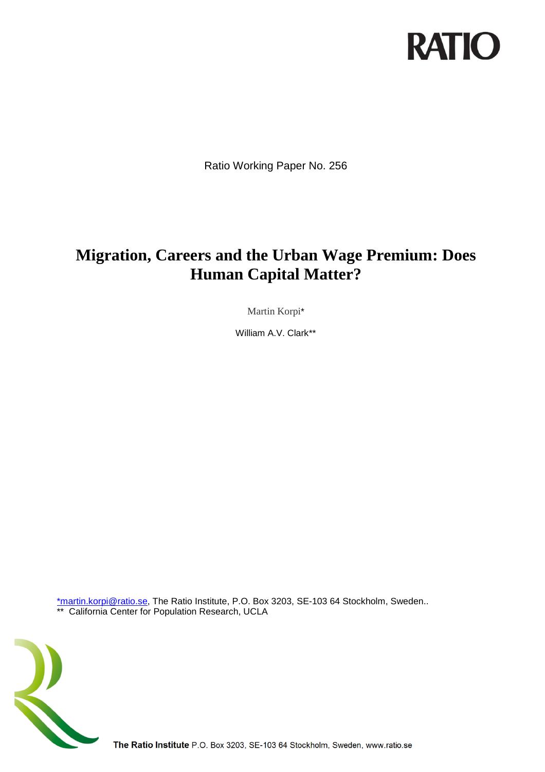RATIO

Ratio Working Paper No. 256

# Migration, Careers and the Urban Wage Premium: Does Human Capital Matter?

Martin Korpi*

William A.V. Clark**

*martin.korpi@ratio.se, The Ratio Institute, P.O. Box 3203, SE-103 64 Stockholm, Sweden..
** California Center for Population Research, UCLA

**The Ratio Institute** P.O. Box 3203, SE-103 64 Stockholm, Sweden, www.ratio.se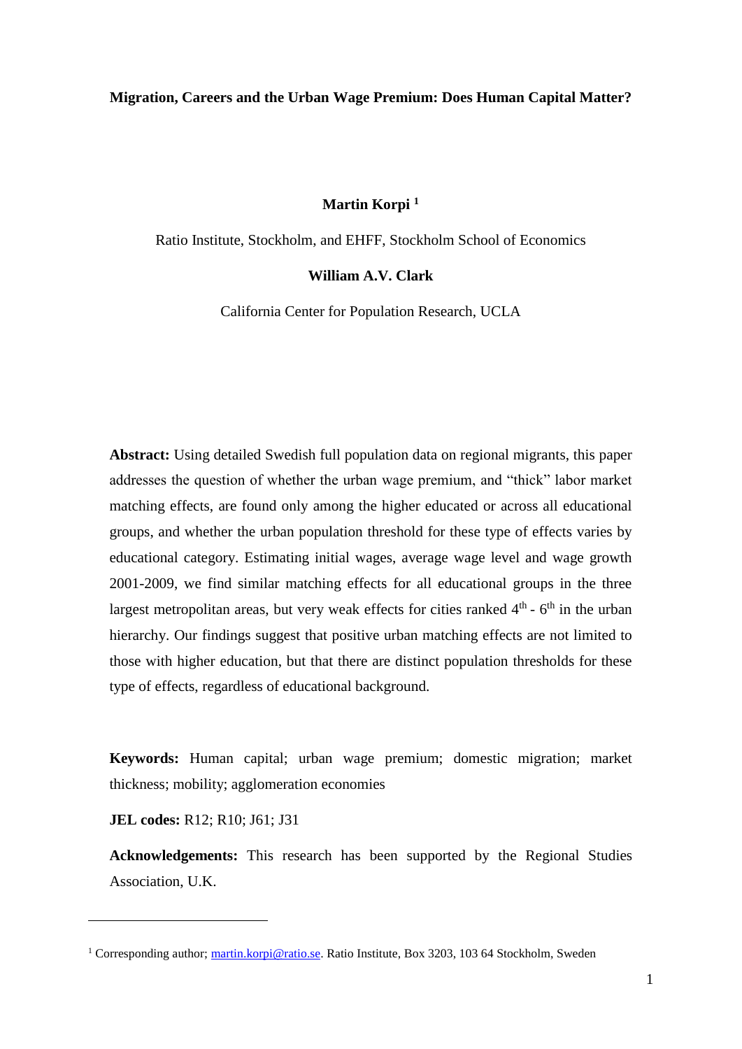**Migration, Careers and the Urban Wage Premium: Does Human Capital Matter?**

**Martin Korpi** [1]

Ratio Institute, Stockholm, and EHFF, Stockholm School of Economics

**William A.V. Clark**

California Center for Population Research, UCLA

**Abstract:** Using detailed Swedish full population data on regional migrants, this paper addresses the question of whether the urban wage premium, and "thick" labor market matching effects, are found only among the higher educated or across all educational groups, and whether the urban population threshold for these type of effects varies by educational category. Estimating initial wages, average wage level and wage growth 2001-2009, we find similar matching effects for all educational groups in the three largest metropolitan areas, but very weak effects for cities ranked 4th - 6th in the urban hierarchy. Our findings suggest that positive urban matching effects are not limited to those with higher education, but that there are distinct population thresholds for these type of effects, regardless of educational background.

**Keywords:** Human capital; urban wage premium; domestic migration; market thickness; mobility; agglomeration economies

**JEL codes:** R12; R10; J61; J31

**Acknowledgements:** This research has been supported by the Regional Studies Association, U.K.

---

[1] Corresponding author; martin.korpi@ratio.se. Ratio Institute, Box 3203, 103 64 Stockholm, Sweden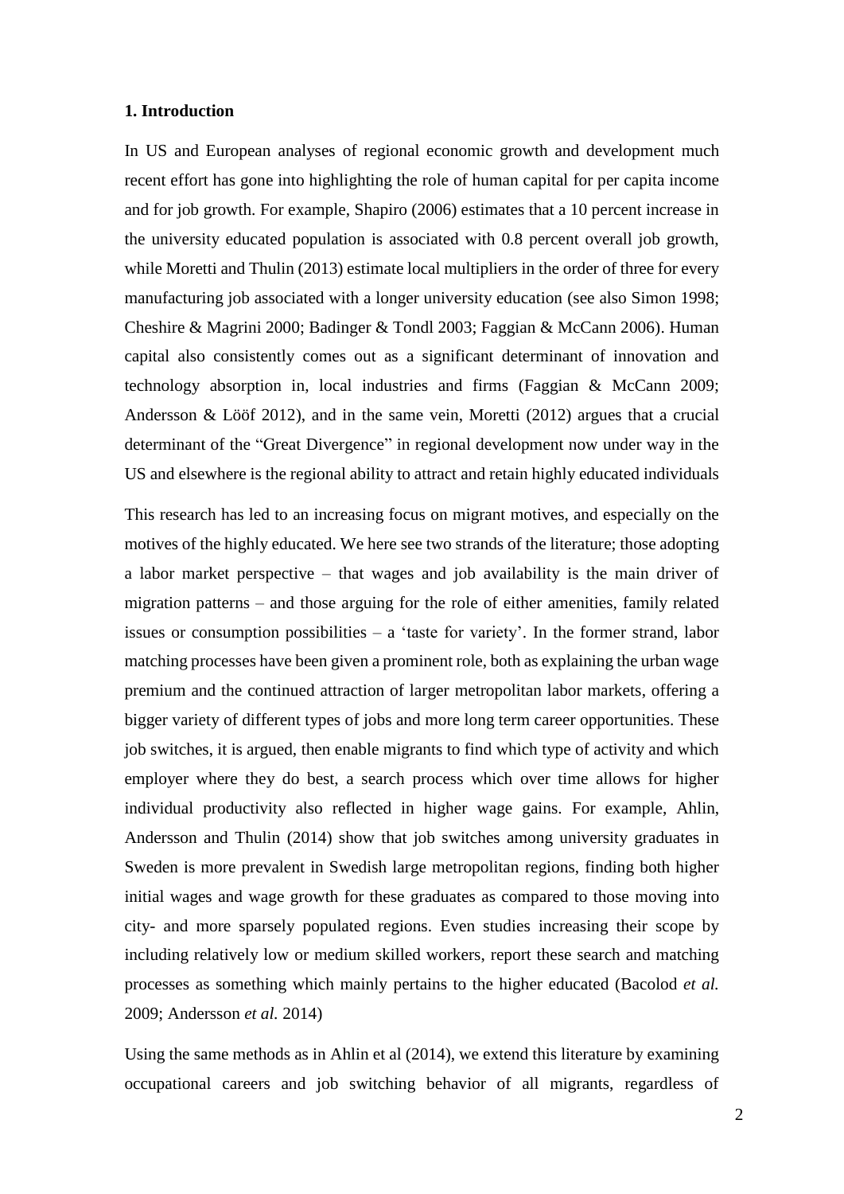## 1. Introduction

In US and European analyses of regional economic growth and development much recent effort has gone into highlighting the role of human capital for per capita income and for job growth. For example, Shapiro (2006) estimates that a 10 percent increase in the university educated population is associated with 0.8 percent overall job growth, while Moretti and Thulin (2013) estimate local multipliers in the order of three for every manufacturing job associated with a longer university education (see also Simon 1998; Cheshire & Magrini 2000; Badinger & Tondl 2003; Faggian & McCann 2006). Human capital also consistently comes out as a significant determinant of innovation and technology absorption in, local industries and firms (Faggian & McCann 2009; Andersson & Lööf 2012), and in the same vein, Moretti (2012) argues that a crucial determinant of the "Great Divergence" in regional development now under way in the US and elsewhere is the regional ability to attract and retain highly educated individuals

This research has led to an increasing focus on migrant motives, and especially on the motives of the highly educated. We here see two strands of the literature; those adopting a labor market perspective – that wages and job availability is the main driver of migration patterns – and those arguing for the role of either amenities, family related issues or consumption possibilities – a 'taste for variety'. In the former strand, labor matching processes have been given a prominent role, both as explaining the urban wage premium and the continued attraction of larger metropolitan labor markets, offering a bigger variety of different types of jobs and more long term career opportunities. These job switches, it is argued, then enable migrants to find which type of activity and which employer where they do best, a search process which over time allows for higher individual productivity also reflected in higher wage gains. For example, Ahlin, Andersson and Thulin (2014) show that job switches among university graduates in Sweden is more prevalent in Swedish large metropolitan regions, finding both higher initial wages and wage growth for these graduates as compared to those moving into city- and more sparsely populated regions. Even studies increasing their scope by including relatively low or medium skilled workers, report these search and matching processes as something which mainly pertains to the higher educated (Bacolod *et al.* 2009; Andersson *et al.* 2014)

Using the same methods as in Ahlin et al (2014), we extend this literature by examining occupational careers and job switching behavior of all migrants, regardless of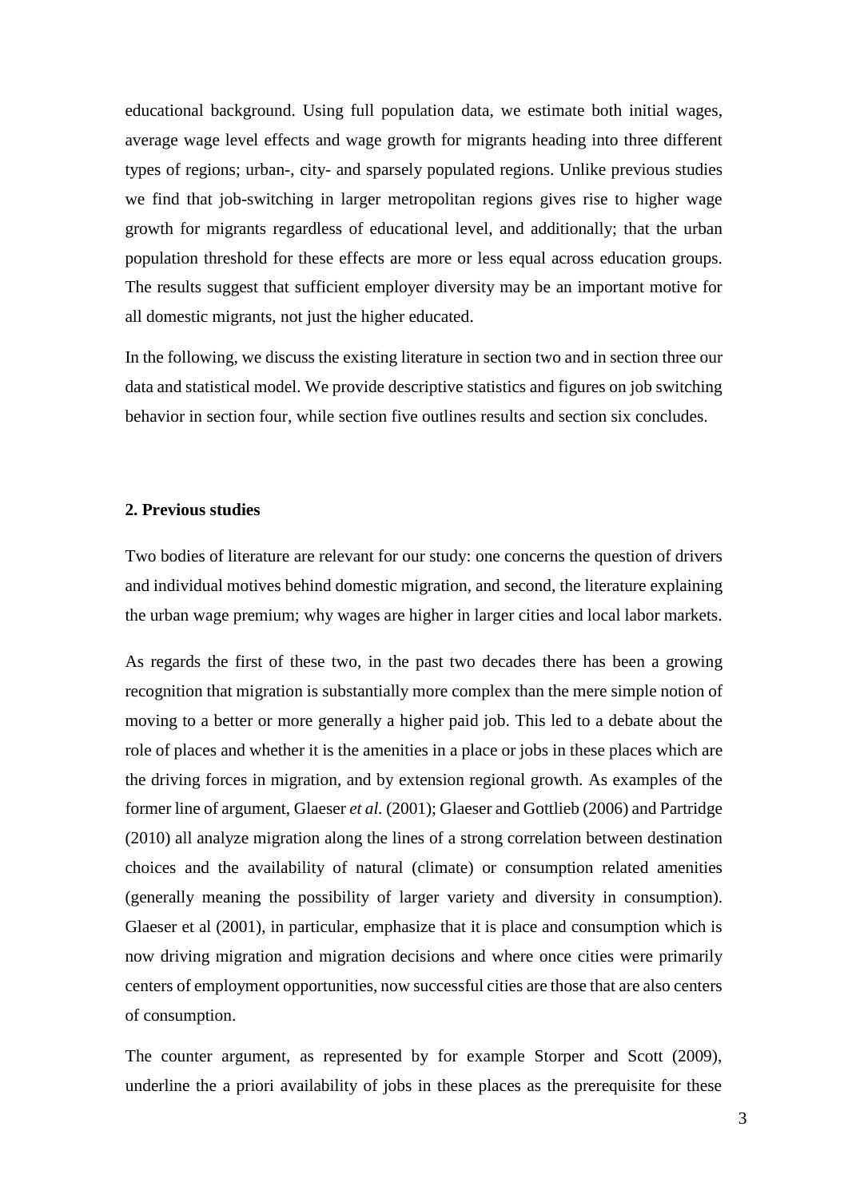educational background. Using full population data, we estimate both initial wages, average wage level effects and wage growth for migrants heading into three different types of regions; urban-, city- and sparsely populated regions. Unlike previous studies we find that job-switching in larger metropolitan regions gives rise to higher wage growth for migrants regardless of educational level, and additionally; that the urban population threshold for these effects are more or less equal across education groups. The results suggest that sufficient employer diversity may be an important motive for all domestic migrants, not just the higher educated.

In the following, we discuss the existing literature in section two and in section three our data and statistical model. We provide descriptive statistics and figures on job switching behavior in section four, while section five outlines results and section six concludes.

## 2. Previous studies

Two bodies of literature are relevant for our study: one concerns the question of drivers and individual motives behind domestic migration, and second, the literature explaining the urban wage premium; why wages are higher in larger cities and local labor markets.

As regards the first of these two, in the past two decades there has been a growing recognition that migration is substantially more complex than the mere simple notion of moving to a better or more generally a higher paid job. This led to a debate about the role of places and whether it is the amenities in a place or jobs in these places which are the driving forces in migration, and by extension regional growth. As examples of the former line of argument, Glaeser *et al.* (2001); Glaeser and Gottlieb (2006) and Partridge (2010) all analyze migration along the lines of a strong correlation between destination choices and the availability of natural (climate) or consumption related amenities (generally meaning the possibility of larger variety and diversity in consumption). Glaeser et al (2001), in particular, emphasize that it is place and consumption which is now driving migration and migration decisions and where once cities were primarily centers of employment opportunities, now successful cities are those that are also centers of consumption.

The counter argument, as represented by for example Storper and Scott (2009), underline the a priori availability of jobs in these places as the prerequisite for these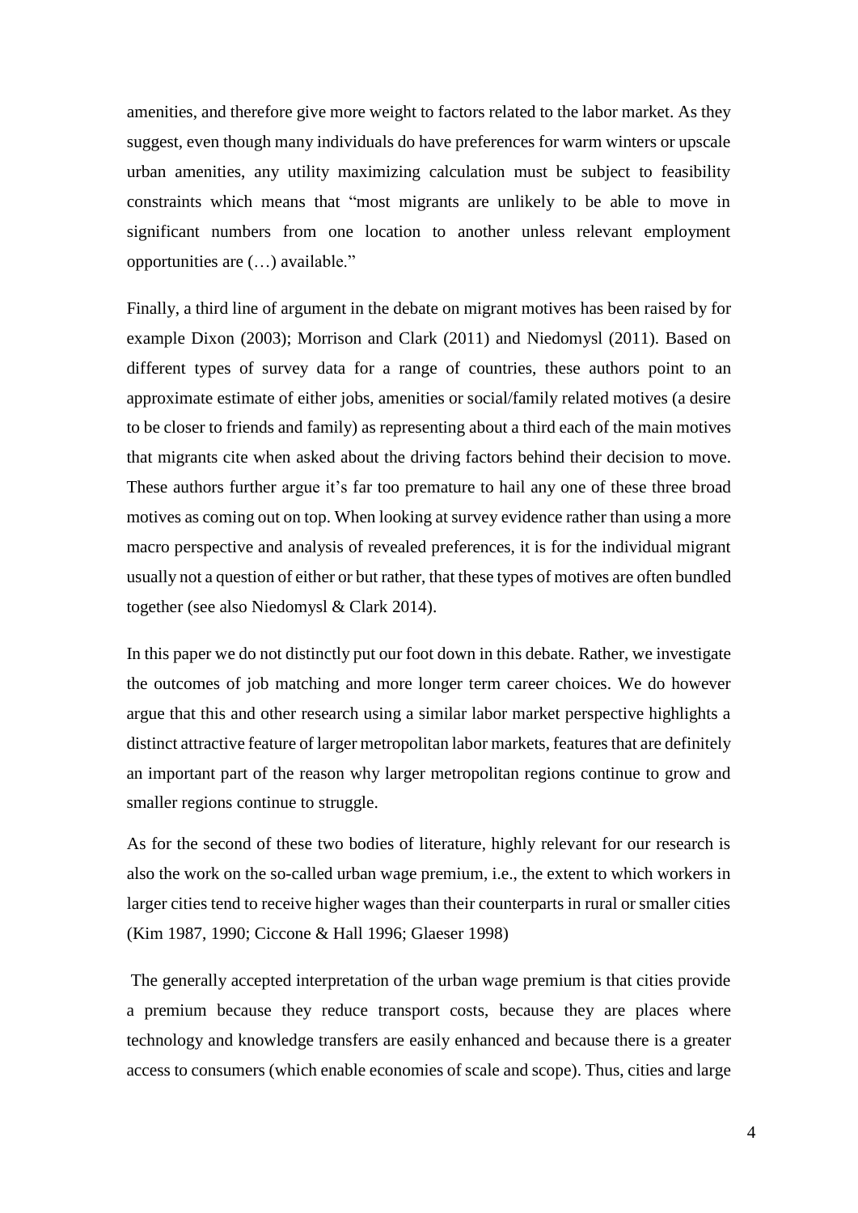amenities, and therefore give more weight to factors related to the labor market. As they suggest, even though many individuals do have preferences for warm winters or upscale urban amenities, any utility maximizing calculation must be subject to feasibility constraints which means that "most migrants are unlikely to be able to move in significant numbers from one location to another unless relevant employment opportunities are (…) available."

Finally, a third line of argument in the debate on migrant motives has been raised by for example Dixon (2003); Morrison and Clark (2011) and Niedomysl (2011). Based on different types of survey data for a range of countries, these authors point to an approximate estimate of either jobs, amenities or social/family related motives (a desire to be closer to friends and family) as representing about a third each of the main motives that migrants cite when asked about the driving factors behind their decision to move. These authors further argue it's far too premature to hail any one of these three broad motives as coming out on top. When looking at survey evidence rather than using a more macro perspective and analysis of revealed preferences, it is for the individual migrant usually not a question of either or but rather, that these types of motives are often bundled together (see also Niedomysl & Clark 2014).

In this paper we do not distinctly put our foot down in this debate. Rather, we investigate the outcomes of job matching and more longer term career choices. We do however argue that this and other research using a similar labor market perspective highlights a distinct attractive feature of larger metropolitan labor markets, features that are definitely an important part of the reason why larger metropolitan regions continue to grow and smaller regions continue to struggle.

As for the second of these two bodies of literature, highly relevant for our research is also the work on the so-called urban wage premium, i.e., the extent to which workers in larger cities tend to receive higher wages than their counterparts in rural or smaller cities (Kim 1987, 1990; Ciccone & Hall 1996; Glaeser 1998)

The generally accepted interpretation of the urban wage premium is that cities provide a premium because they reduce transport costs, because they are places where technology and knowledge transfers are easily enhanced and because there is a greater access to consumers (which enable economies of scale and scope). Thus, cities and large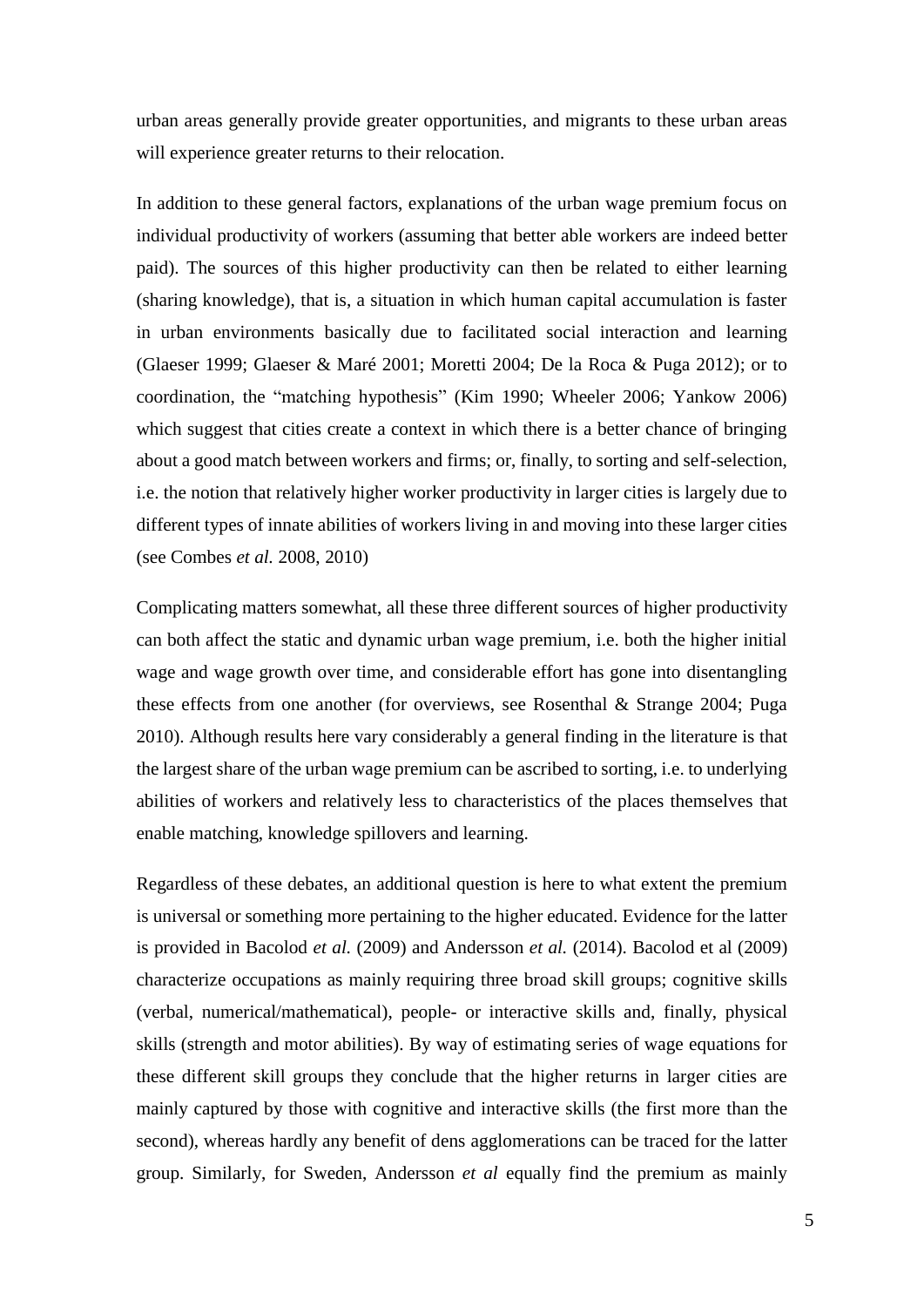urban areas generally provide greater opportunities, and migrants to these urban areas will experience greater returns to their relocation.

In addition to these general factors, explanations of the urban wage premium focus on individual productivity of workers (assuming that better able workers are indeed better paid). The sources of this higher productivity can then be related to either learning (sharing knowledge), that is, a situation in which human capital accumulation is faster in urban environments basically due to facilitated social interaction and learning (Glaeser 1999; Glaeser & Maré 2001; Moretti 2004; De la Roca & Puga 2012); or to coordination, the "matching hypothesis" (Kim 1990; Wheeler 2006; Yankow 2006) which suggest that cities create a context in which there is a better chance of bringing about a good match between workers and firms; or, finally, to sorting and self-selection, i.e. the notion that relatively higher worker productivity in larger cities is largely due to different types of innate abilities of workers living in and moving into these larger cities (see Combes *et al.* 2008, 2010)

Complicating matters somewhat, all these three different sources of higher productivity can both affect the static and dynamic urban wage premium, i.e. both the higher initial wage and wage growth over time, and considerable effort has gone into disentangling these effects from one another (for overviews, see Rosenthal & Strange 2004; Puga 2010). Although results here vary considerably a general finding in the literature is that the largest share of the urban wage premium can be ascribed to sorting, i.e. to underlying abilities of workers and relatively less to characteristics of the places themselves that enable matching, knowledge spillovers and learning.

Regardless of these debates, an additional question is here to what extent the premium is universal or something more pertaining to the higher educated. Evidence for the latter is provided in Bacolod *et al.* (2009) and Andersson *et al.* (2014). Bacolod et al (2009) characterize occupations as mainly requiring three broad skill groups; cognitive skills (verbal, numerical/mathematical), people- or interactive skills and, finally, physical skills (strength and motor abilities). By way of estimating series of wage equations for these different skill groups they conclude that the higher returns in larger cities are mainly captured by those with cognitive and interactive skills (the first more than the second), whereas hardly any benefit of dens agglomerations can be traced for the latter group. Similarly, for Sweden, Andersson *et al* equally find the premium as mainly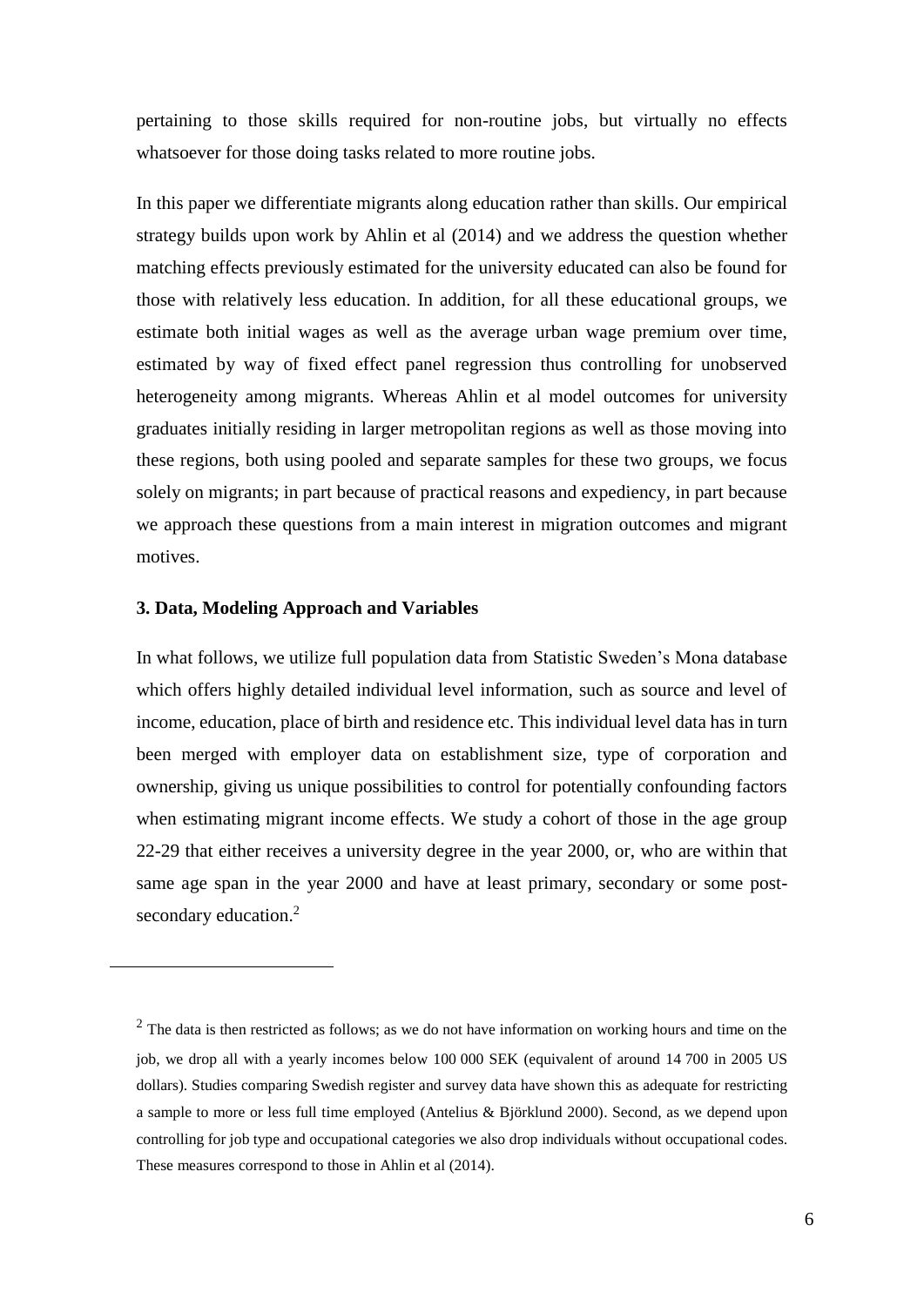pertaining to those skills required for non-routine jobs, but virtually no effects whatsoever for those doing tasks related to more routine jobs.

In this paper we differentiate migrants along education rather than skills. Our empirical strategy builds upon work by Ahlin et al (2014) and we address the question whether matching effects previously estimated for the university educated can also be found for those with relatively less education. In addition, for all these educational groups, we estimate both initial wages as well as the average urban wage premium over time, estimated by way of fixed effect panel regression thus controlling for unobserved heterogeneity among migrants. Whereas Ahlin et al model outcomes for university graduates initially residing in larger metropolitan regions as well as those moving into these regions, both using pooled and separate samples for these two groups, we focus solely on migrants; in part because of practical reasons and expediency, in part because we approach these questions from a main interest in migration outcomes and migrant motives.

### 3. Data, Modeling Approach and Variables

In what follows, we utilize full population data from Statistic Sweden's Mona database which offers highly detailed individual level information, such as source and level of income, education, place of birth and residence etc. This individual level data has in turn been merged with employer data on establishment size, type of corporation and ownership, giving us unique possibilities to control for potentially confounding factors when estimating migrant income effects. We study a cohort of those in the age group 22-29 that either receives a university degree in the year 2000, or, who are within that same age span in the year 2000 and have at least primary, secondary or some post-secondary education.[2]

---

[2] The data is then restricted as follows; as we do not have information on working hours and time on the job, we drop all with a yearly incomes below 100 000 SEK (equivalent of around 14 700 in 2005 US dollars). Studies comparing Swedish register and survey data have shown this as adequate for restricting a sample to more or less full time employed (Antelius & Björklund 2000). Second, as we depend upon controlling for job type and occupational categories we also drop individuals without occupational codes. These measures correspond to those in Ahlin et al (2014).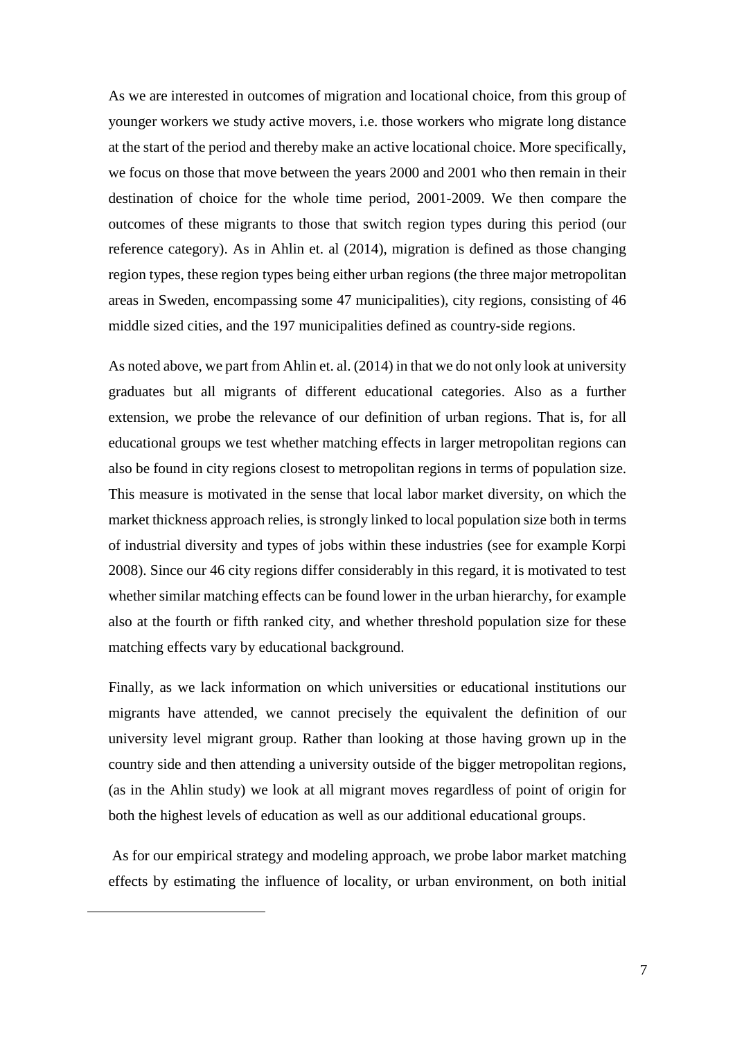As we are interested in outcomes of migration and locational choice, from this group of younger workers we study active movers, i.e. those workers who migrate long distance at the start of the period and thereby make an active locational choice. More specifically, we focus on those that move between the years 2000 and 2001 who then remain in their destination of choice for the whole time period, 2001-2009. We then compare the outcomes of these migrants to those that switch region types during this period (our reference category). As in Ahlin et. al (2014), migration is defined as those changing region types, these region types being either urban regions (the three major metropolitan areas in Sweden, encompassing some 47 municipalities), city regions, consisting of 46 middle sized cities, and the 197 municipalities defined as country-side regions.

As noted above, we part from Ahlin et. al. (2014) in that we do not only look at university graduates but all migrants of different educational categories. Also as a further extension, we probe the relevance of our definition of urban regions. That is, for all educational groups we test whether matching effects in larger metropolitan regions can also be found in city regions closest to metropolitan regions in terms of population size. This measure is motivated in the sense that local labor market diversity, on which the market thickness approach relies, is strongly linked to local population size both in terms of industrial diversity and types of jobs within these industries (see for example Korpi 2008). Since our 46 city regions differ considerably in this regard, it is motivated to test whether similar matching effects can be found lower in the urban hierarchy, for example also at the fourth or fifth ranked city, and whether threshold population size for these matching effects vary by educational background.

Finally, as we lack information on which universities or educational institutions our migrants have attended, we cannot precisely the equivalent the definition of our university level migrant group. Rather than looking at those having grown up in the country side and then attending a university outside of the bigger metropolitan regions, (as in the Ahlin study) we look at all migrant moves regardless of point of origin for both the highest levels of education as well as our additional educational groups.

As for our empirical strategy and modeling approach, we probe labor market matching effects by estimating the influence of locality, or urban environment, on both initial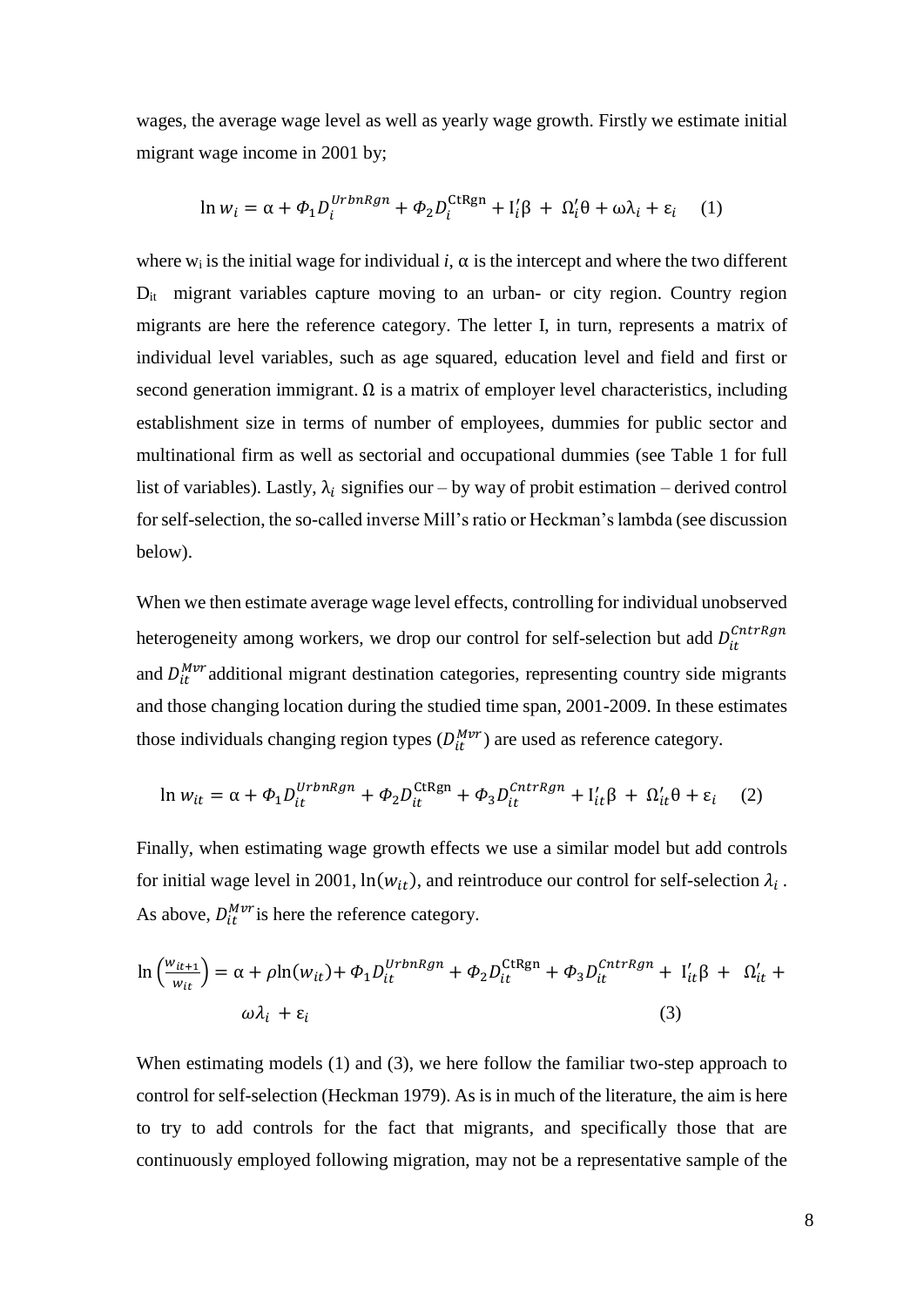wages, the average wage level as well as yearly wage growth. Firstly we estimate initial migrant wage income in 2001 by;

$$\ln w_i = \alpha + \Phi_1 D_i^{UrbnRgn} + \Phi_2 D_i^{\text{CtRgn}} + \text{I}_i'\beta + \Omega_i'\theta + \omega\lambda_i + \varepsilon_i \quad (1)$$

where $w_i$ is the initial wage for individual $i$, $\alpha$ is the intercept and where the two different $D_{it}$ migrant variables capture moving to an urban- or city region. Country region migrants are here the reference category. The letter I, in turn, represents a matrix of individual level variables, such as age squared, education level and field and first or second generation immigrant. $\Omega$ is a matrix of employer level characteristics, including establishment size in terms of number of employees, dummies for public sector and multinational firm as well as sectorial and occupational dummies (see Table 1 for full list of variables). Lastly, $\lambda_i$ signifies our – by way of probit estimation – derived control for self-selection, the so-called inverse Mill's ratio or Heckman's lambda (see discussion below).

When we then estimate average wage level effects, controlling for individual unobserved heterogeneity among workers, we drop our control for self-selection but add $D_{it}^{CntrRgn}$ and $D_{it}^{Mvr}$ additional migrant destination categories, representing country side migrants and those changing location during the studied time span, 2001-2009. In these estimates those individuals changing region types ($D_{it}^{Mvr}$) are used as reference category.

$$\ln w_{it} = \alpha + \Phi_1 D_{it}^{UrbnRgn} + \Phi_2 D_{it}^{\text{CtRgn}} + \Phi_3 D_{it}^{CntrRgn} + \text{I}_{it}'\beta + \Omega_{it}'\theta + \varepsilon_i \quad (2)$$

Finally, when estimating wage growth effects we use a similar model but add controls for initial wage level in 2001, $\ln(w_{it})$, and reintroduce our control for self-selection $\lambda_i$. As above, $D_{it}^{Mvr}$ is here the reference category.

$$\ln\left(\frac{w_{it+1}}{w_{it}}\right) = \alpha + \rho\ln(w_{it}) + \Phi_1 D_{it}^{UrbnRgn} + \Phi_2 D_{it}^{\text{CtRgn}} + \Phi_3 D_{it}^{CntrRgn} + \text{I}_{it}'\beta + \Omega_{it}' + \omega\lambda_i + \varepsilon_i \quad (3)$$

When estimating models (1) and (3), we here follow the familiar two-step approach to control for self-selection (Heckman 1979). As is in much of the literature, the aim is here to try to add controls for the fact that migrants, and specifically those that are continuously employed following migration, may not be a representative sample of the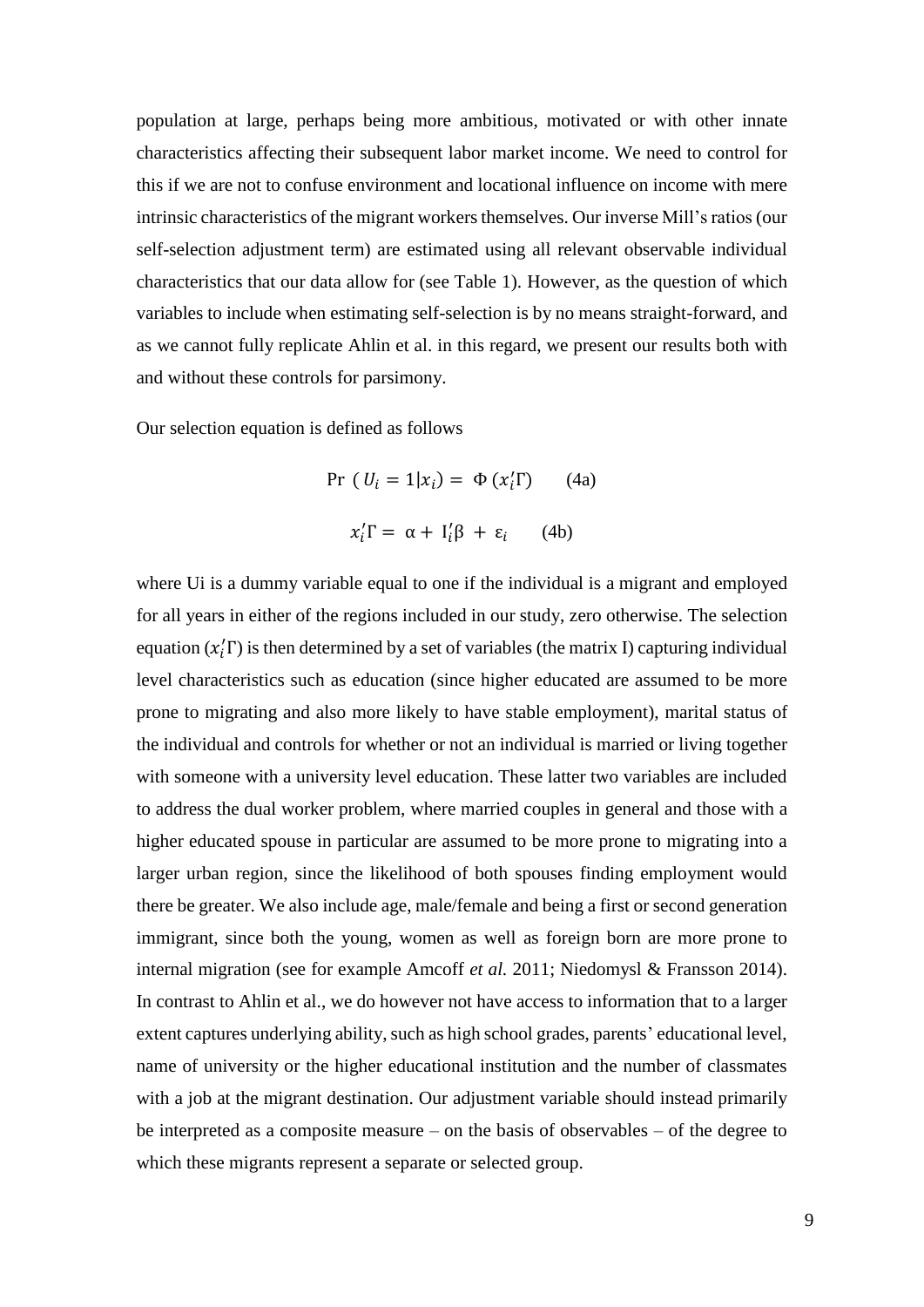population at large, perhaps being more ambitious, motivated or with other innate characteristics affecting their subsequent labor market income. We need to control for this if we are not to confuse environment and locational influence on income with mere intrinsic characteristics of the migrant workers themselves. Our inverse Mill's ratios (our self-selection adjustment term) are estimated using all relevant observable individual characteristics that our data allow for (see Table 1). However, as the question of which variables to include when estimating self-selection is by no means straight-forward, and as we cannot fully replicate Ahlin et al. in this regard, we present our results both with and without these controls for parsimony.

Our selection equation is defined as follows

$$\Pr\ (U_i = 1|x_i) = \Phi\,(x_i'\Gamma) \qquad \text{(4a)}$$

$$x_i'\Gamma = \alpha + \mathrm{I}_i'\beta + \varepsilon_i \qquad \text{(4b)}$$

where Ui is a dummy variable equal to one if the individual is a migrant and employed for all years in either of the regions included in our study, zero otherwise. The selection equation ($x_i'\Gamma$) is then determined by a set of variables (the matrix I) capturing individual level characteristics such as education (since higher educated are assumed to be more prone to migrating and also more likely to have stable employment), marital status of the individual and controls for whether or not an individual is married or living together with someone with a university level education. These latter two variables are included to address the dual worker problem, where married couples in general and those with a higher educated spouse in particular are assumed to be more prone to migrating into a larger urban region, since the likelihood of both spouses finding employment would there be greater. We also include age, male/female and being a first or second generation immigrant, since both the young, women as well as foreign born are more prone to internal migration (see for example Amcoff *et al.* 2011; Niedomysl & Fransson 2014). In contrast to Ahlin et al., we do however not have access to information that to a larger extent captures underlying ability, such as high school grades, parents' educational level, name of university or the higher educational institution and the number of classmates with a job at the migrant destination. Our adjustment variable should instead primarily be interpreted as a composite measure – on the basis of observables – of the degree to which these migrants represent a separate or selected group.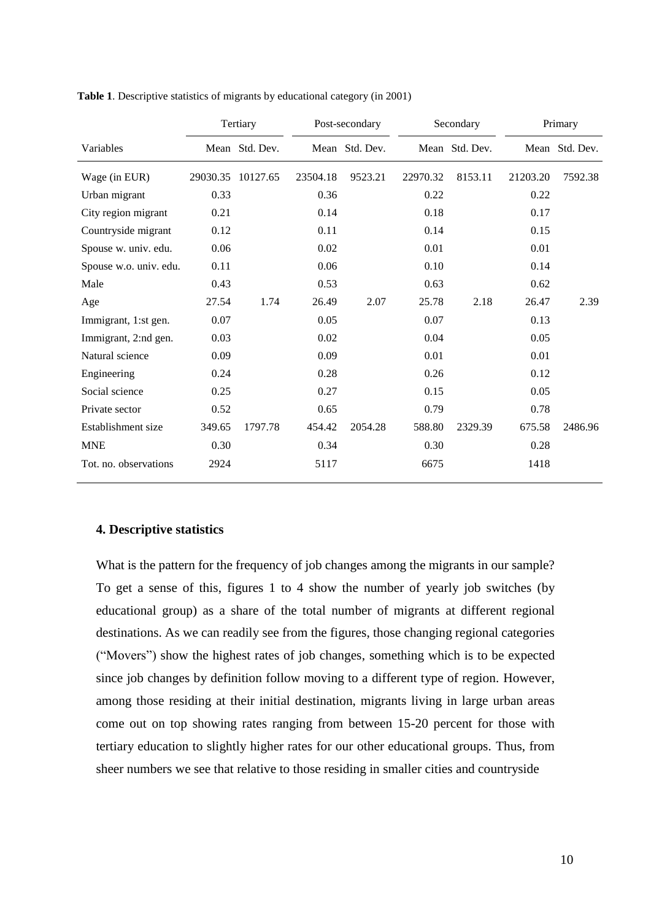**Table 1**. Descriptive statistics of migrants by educational category (in 2001)

| | Tertiary | | Post-secondary | | Secondary | | Primary | |
|---|---|---|---|---|---|---|---|---|
| Variables | Mean | Std. Dev. | Mean | Std. Dev. | Mean | Std. Dev. | Mean | Std. Dev. |
| Wage (in EUR) | 29030.35 | 10127.65 | 23504.18 | 9523.21 | 22970.32 | 8153.11 | 21203.20 | 7592.38 |
| Urban migrant | 0.33 | | 0.36 | | 0.22 | | 0.22 | |
| City region migrant | 0.21 | | 0.14 | | 0.18 | | 0.17 | |
| Countryside migrant | 0.12 | | 0.11 | | 0.14 | | 0.15 | |
| Spouse w. univ. edu. | 0.06 | | 0.02 | | 0.01 | | 0.01 | |
| Spouse w.o. univ. edu. | 0.11 | | 0.06 | | 0.10 | | 0.14 | |
| Male | 0.43 | | 0.53 | | 0.63 | | 0.62 | |
| Age | 27.54 | 1.74 | 26.49 | 2.07 | 25.78 | 2.18 | 26.47 | 2.39 |
| Immigrant, 1:st gen. | 0.07 | | 0.05 | | 0.07 | | 0.13 | |
| Immigrant, 2:nd gen. | 0.03 | | 0.02 | | 0.04 | | 0.05 | |
| Natural science | 0.09 | | 0.09 | | 0.01 | | 0.01 | |
| Engineering | 0.24 | | 0.28 | | 0.26 | | 0.12 | |
| Social science | 0.25 | | 0.27 | | 0.15 | | 0.05 | |
| Private sector | 0.52 | | 0.65 | | 0.79 | | 0.78 | |
| Establishment size | 349.65 | 1797.78 | 454.42 | 2054.28 | 588.80 | 2329.39 | 675.58 | 2486.96 |
| MNE | 0.30 | | 0.34 | | 0.30 | | 0.28 | |
| Tot. no. observations | 2924 | | 5117 | | 6675 | | 1418 | |

## 4. Descriptive statistics

What is the pattern for the frequency of job changes among the migrants in our sample? To get a sense of this, figures 1 to 4 show the number of yearly job switches (by educational group) as a share of the total number of migrants at different regional destinations. As we can readily see from the figures, those changing regional categories ("Movers") show the highest rates of job changes, something which is to be expected since job changes by definition follow moving to a different type of region. However, among those residing at their initial destination, migrants living in large urban areas come out on top showing rates ranging from between 15-20 percent for those with tertiary education to slightly higher rates for our other educational groups. Thus, from sheer numbers we see that relative to those residing in smaller cities and countryside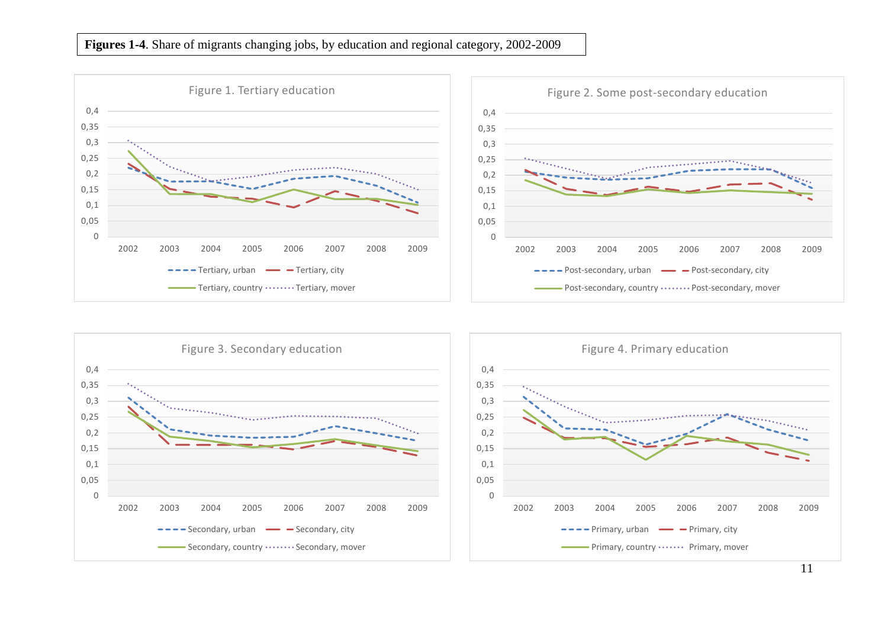**Figures 1-4**. Share of migrants changing jobs, by education and regional category, 2002-2009

Figure 1. Tertiary education

Tertiary, urban; Tertiary, city; Tertiary, country; Tertiary, mover

Figure 2. Some post-secondary education

Post-secondary, urban; Post-secondary, city; Post-secondary, country; Post-secondary, mover

Figure 3. Secondary education

Secondary, urban; Secondary, city; Secondary, country; Secondary, mover

Figure 4. Primary education

Primary, urban; Primary, city; Primary, country; Primary, mover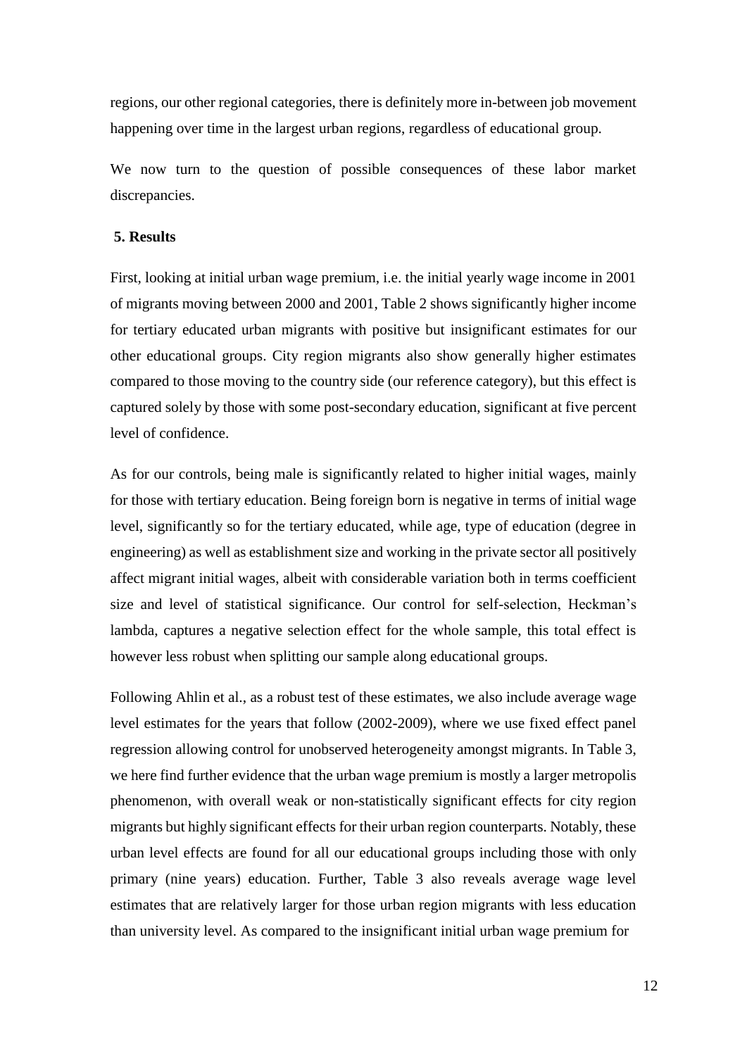regions, our other regional categories, there is definitely more in-between job movement happening over time in the largest urban regions, regardless of educational group.

We now turn to the question of possible consequences of these labor market discrepancies.

## 5. Results

First, looking at initial urban wage premium, i.e. the initial yearly wage income in 2001 of migrants moving between 2000 and 2001, Table 2 shows significantly higher income for tertiary educated urban migrants with positive but insignificant estimates for our other educational groups. City region migrants also show generally higher estimates compared to those moving to the country side (our reference category), but this effect is captured solely by those with some post-secondary education, significant at five percent level of confidence.

As for our controls, being male is significantly related to higher initial wages, mainly for those with tertiary education. Being foreign born is negative in terms of initial wage level, significantly so for the tertiary educated, while age, type of education (degree in engineering) as well as establishment size and working in the private sector all positively affect migrant initial wages, albeit with considerable variation both in terms coefficient size and level of statistical significance. Our control for self-selection, Heckman's lambda, captures a negative selection effect for the whole sample, this total effect is however less robust when splitting our sample along educational groups.

Following Ahlin et al., as a robust test of these estimates, we also include average wage level estimates for the years that follow (2002-2009), where we use fixed effect panel regression allowing control for unobserved heterogeneity amongst migrants. In Table 3, we here find further evidence that the urban wage premium is mostly a larger metropolis phenomenon, with overall weak or non-statistically significant effects for city region migrants but highly significant effects for their urban region counterparts. Notably, these urban level effects are found for all our educational groups including those with only primary (nine years) education. Further, Table 3 also reveals average wage level estimates that are relatively larger for those urban region migrants with less education than university level. As compared to the insignificant initial urban wage premium for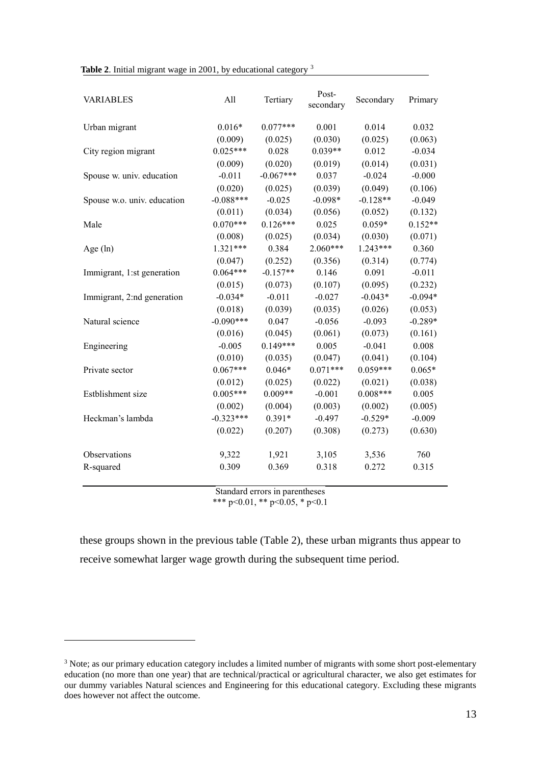**Table 2**. Initial migrant wage in 2001, by educational category [3]

| VARIABLES | All | Tertiary | Post-secondary | Secondary | Primary |
|---|---|---|---|---|---|
| Urban migrant | 0.016* | 0.077*** | 0.001 | 0.014 | 0.032 |
| | (0.009) | (0.025) | (0.030) | (0.025) | (0.063) |
| City region migrant | 0.025*** | 0.028 | 0.039** | 0.012 | -0.034 |
| | (0.009) | (0.020) | (0.019) | (0.014) | (0.031) |
| Spouse w. univ. education | -0.011 | -0.067*** | 0.037 | -0.024 | -0.000 |
| | (0.020) | (0.025) | (0.039) | (0.049) | (0.106) |
| Spouse w.o. univ. education | -0.088*** | -0.025 | -0.098* | -0.128** | -0.049 |
| | (0.011) | (0.034) | (0.056) | (0.052) | (0.132) |
| Male | 0.070*** | 0.126*** | 0.025 | 0.059* | 0.152** |
| | (0.008) | (0.025) | (0.034) | (0.030) | (0.071) |
| Age (ln) | 1.321*** | 0.384 | 2.060*** | 1.243*** | 0.360 |
| | (0.047) | (0.252) | (0.356) | (0.314) | (0.774) |
| Immigrant, 1:st generation | 0.064*** | -0.157** | 0.146 | 0.091 | -0.011 |
| | (0.015) | (0.073) | (0.107) | (0.095) | (0.232) |
| Immigrant, 2:nd generation | -0.034* | -0.011 | -0.027 | -0.043* | -0.094* |
| | (0.018) | (0.039) | (0.035) | (0.026) | (0.053) |
| Natural science | -0.090*** | 0.047 | -0.056 | -0.093 | -0.289* |
| | (0.016) | (0.045) | (0.061) | (0.073) | (0.161) |
| Engineering | -0.005 | 0.149*** | 0.005 | -0.041 | 0.008 |
| | (0.010) | (0.035) | (0.047) | (0.041) | (0.104) |
| Private sector | 0.067*** | 0.046* | 0.071*** | 0.059*** | 0.065* |
| | (0.012) | (0.025) | (0.022) | (0.021) | (0.038) |
| Estblishment size | 0.005*** | 0.009** | -0.001 | 0.008*** | 0.005 |
| | (0.002) | (0.004) | (0.003) | (0.002) | (0.005) |
| Heckman's lambda | -0.323*** | 0.391* | -0.497 | -0.529* | -0.009 |
| | (0.022) | (0.207) | (0.308) | (0.273) | (0.630) |
| Observations | 9,322 | 1,921 | 3,105 | 3,536 | 760 |
| R-squared | 0.309 | 0.369 | 0.318 | 0.272 | 0.315 |

Standard errors in parentheses
*** p<0.01, ** p<0.05, * p<0.1

these groups shown in the previous table (Table 2), these urban migrants thus appear to receive somewhat larger wage growth during the subsequent time period.

[3] Note; as our primary education category includes a limited number of migrants with some short post-elementary education (no more than one year) that are technical/practical or agricultural character, we also get estimates for our dummy variables Natural sciences and Engineering for this educational category. Excluding these migrants does however not affect the outcome.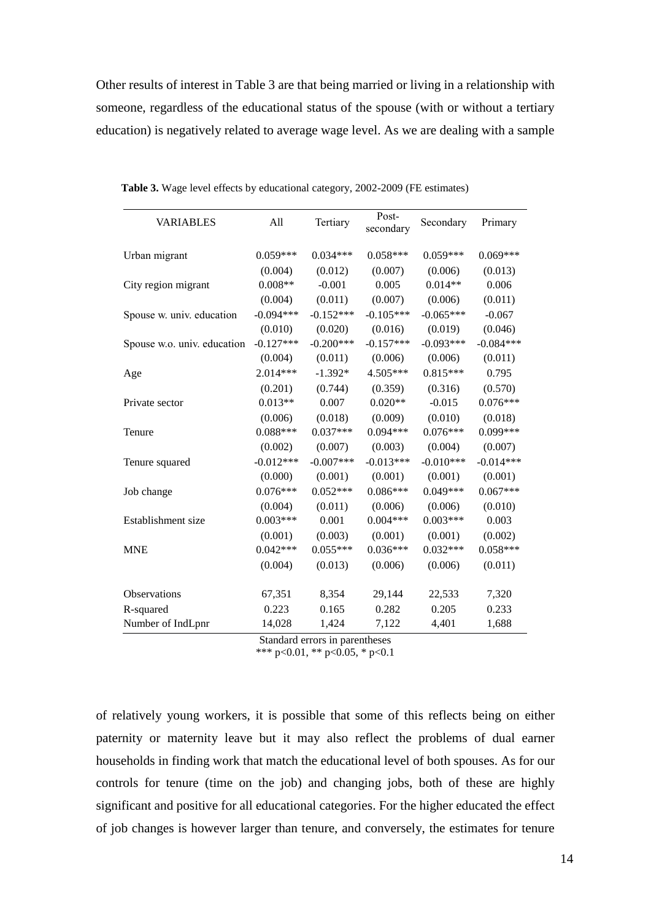Other results of interest in Table 3 are that being married or living in a relationship with someone, regardless of the educational status of the spouse (with or without a tertiary education) is negatively related to average wage level. As we are dealing with a sample

**Table 3.** Wage level effects by educational category, 2002-2009 (FE estimates)

| VARIABLES | All | Tertiary | Post-secondary | Secondary | Primary |
|---|---|---|---|---|---|
| Urban migrant | 0.059*** | 0.034*** | 0.058*** | 0.059*** | 0.069*** |
| | (0.004) | (0.012) | (0.007) | (0.006) | (0.013) |
| City region migrant | 0.008** | -0.001 | 0.005 | 0.014** | 0.006 |
| | (0.004) | (0.011) | (0.007) | (0.006) | (0.011) |
| Spouse w. univ. education | -0.094*** | -0.152*** | -0.105*** | -0.065*** | -0.067 |
| | (0.010) | (0.020) | (0.016) | (0.019) | (0.046) |
| Spouse w.o. univ. education | -0.127*** | -0.200*** | -0.157*** | -0.093*** | -0.084*** |
| | (0.004) | (0.011) | (0.006) | (0.006) | (0.011) |
| Age | 2.014*** | -1.392* | 4.505*** | 0.815*** | 0.795 |
| | (0.201) | (0.744) | (0.359) | (0.316) | (0.570) |
| Private sector | 0.013** | 0.007 | 0.020** | -0.015 | 0.076*** |
| | (0.006) | (0.018) | (0.009) | (0.010) | (0.018) |
| Tenure | 0.088*** | 0.037*** | 0.094*** | 0.076*** | 0.099*** |
| | (0.002) | (0.007) | (0.003) | (0.004) | (0.007) |
| Tenure squared | -0.012*** | -0.007*** | -0.013*** | -0.010*** | -0.014*** |
| | (0.000) | (0.001) | (0.001) | (0.001) | (0.001) |
| Job change | 0.076*** | 0.052*** | 0.086*** | 0.049*** | 0.067*** |
| | (0.004) | (0.011) | (0.006) | (0.006) | (0.010) |
| Establishment size | 0.003*** | 0.001 | 0.004*** | 0.003*** | 0.003 |
| | (0.001) | (0.003) | (0.001) | (0.001) | (0.002) |
| MNE | 0.042*** | 0.055*** | 0.036*** | 0.032*** | 0.058*** |
| | (0.004) | (0.013) | (0.006) | (0.006) | (0.011) |
| Observations | 67,351 | 8,354 | 29,144 | 22,533 | 7,320 |
| R-squared | 0.223 | 0.165 | 0.282 | 0.205 | 0.233 |
| Number of IndLpnr | 14,028 | 1,424 | 7,122 | 4,401 | 1,688 |

Standard errors in parentheses
*** $p<0.01$, ** $p<0.05$, * $p<0.1$

of relatively young workers, it is possible that some of this reflects being on either paternity or maternity leave but it may also reflect the problems of dual earner households in finding work that match the educational level of both spouses. As for our controls for tenure (time on the job) and changing jobs, both of these are highly significant and positive for all educational categories. For the higher educated the effect of job changes is however larger than tenure, and conversely, the estimates for tenure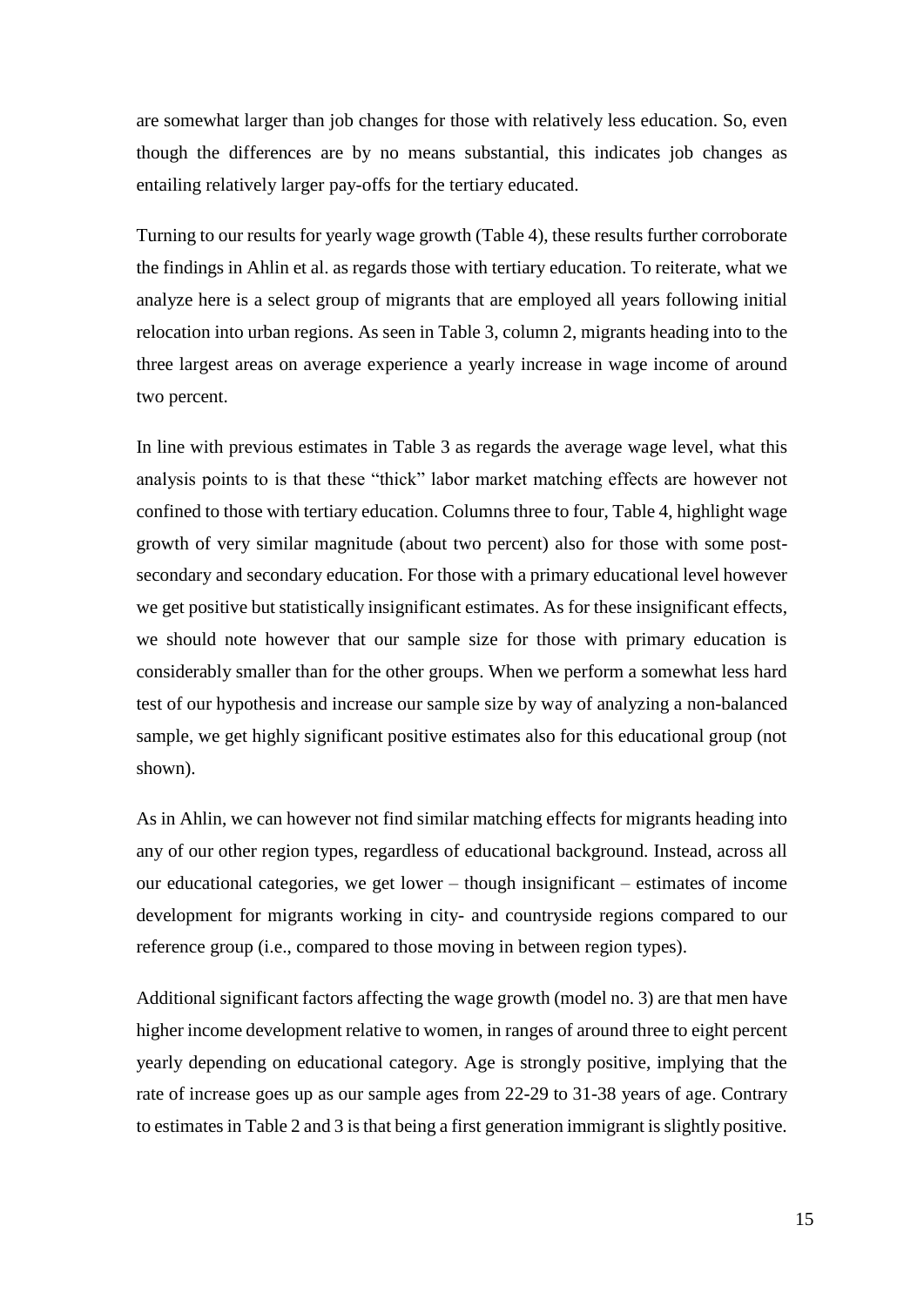are somewhat larger than job changes for those with relatively less education. So, even though the differences are by no means substantial, this indicates job changes as entailing relatively larger pay-offs for the tertiary educated.

Turning to our results for yearly wage growth (Table 4), these results further corroborate the findings in Ahlin et al. as regards those with tertiary education. To reiterate, what we analyze here is a select group of migrants that are employed all years following initial relocation into urban regions. As seen in Table 3, column 2, migrants heading into to the three largest areas on average experience a yearly increase in wage income of around two percent.

In line with previous estimates in Table 3 as regards the average wage level, what this analysis points to is that these "thick" labor market matching effects are however not confined to those with tertiary education. Columns three to four, Table 4, highlight wage growth of very similar magnitude (about two percent) also for those with some post-secondary and secondary education. For those with a primary educational level however we get positive but statistically insignificant estimates. As for these insignificant effects, we should note however that our sample size for those with primary education is considerably smaller than for the other groups. When we perform a somewhat less hard test of our hypothesis and increase our sample size by way of analyzing a non-balanced sample, we get highly significant positive estimates also for this educational group (not shown).

As in Ahlin, we can however not find similar matching effects for migrants heading into any of our other region types, regardless of educational background. Instead, across all our educational categories, we get lower – though insignificant – estimates of income development for migrants working in city- and countryside regions compared to our reference group (i.e., compared to those moving in between region types).

Additional significant factors affecting the wage growth (model no. 3) are that men have higher income development relative to women, in ranges of around three to eight percent yearly depending on educational category. Age is strongly positive, implying that the rate of increase goes up as our sample ages from 22-29 to 31-38 years of age. Contrary to estimates in Table 2 and 3 is that being a first generation immigrant is slightly positive.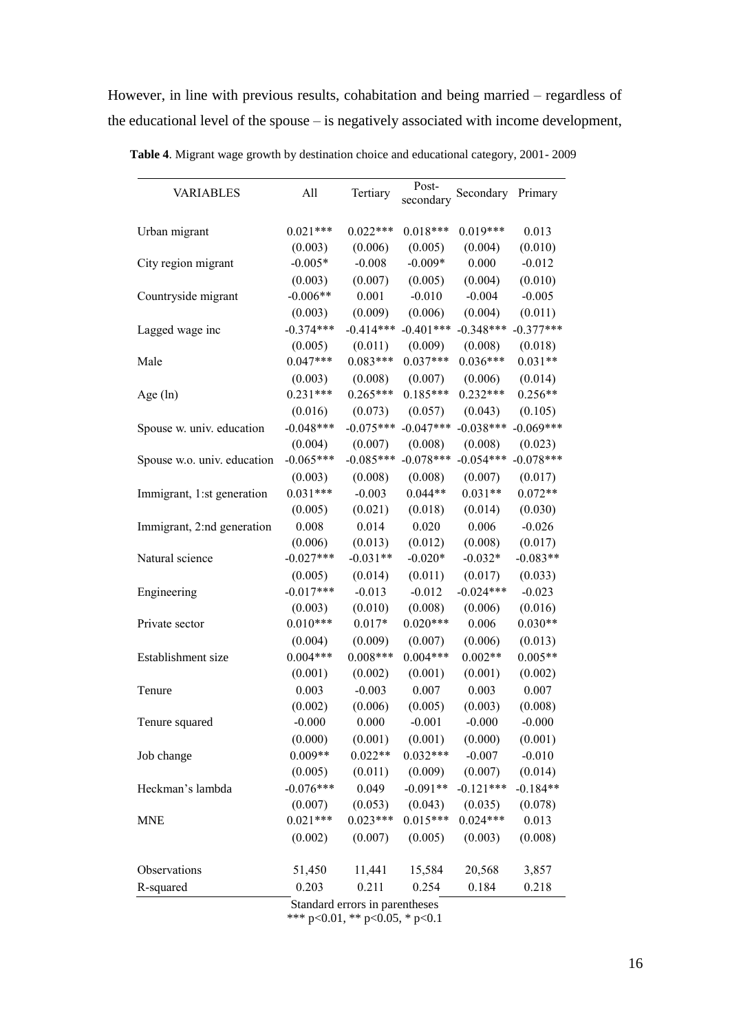However, in line with previous results, cohabitation and being married – regardless of the educational level of the spouse – is negatively associated with income development,

**Table 4**. Migrant wage growth by destination choice and educational category, 2001- 2009

| VARIABLES | All | Tertiary | Post-secondary | Secondary | Primary |
|---|---|---|---|---|---|
| Urban migrant | 0.021*** | 0.022*** | 0.018*** | 0.019*** | 0.013 |
| | (0.003) | (0.006) | (0.005) | (0.004) | (0.010) |
| City region migrant | -0.005* | -0.008 | -0.009* | 0.000 | -0.012 |
| | (0.003) | (0.007) | (0.005) | (0.004) | (0.010) |
| Countryside migrant | -0.006** | 0.001 | -0.010 | -0.004 | -0.005 |
| | (0.003) | (0.009) | (0.006) | (0.004) | (0.011) |
| Lagged wage inc | -0.374*** | -0.414*** | -0.401*** | -0.348*** | -0.377*** |
| | (0.005) | (0.011) | (0.009) | (0.008) | (0.018) |
| Male | 0.047*** | 0.083*** | 0.037*** | 0.036*** | 0.031** |
| | (0.003) | (0.008) | (0.007) | (0.006) | (0.014) |
| Age (ln) | 0.231*** | 0.265*** | 0.185*** | 0.232*** | 0.256** |
| | (0.016) | (0.073) | (0.057) | (0.043) | (0.105) |
| Spouse w. univ. education | -0.048*** | -0.075*** | -0.047*** | -0.038*** | -0.069*** |
| | (0.004) | (0.007) | (0.008) | (0.008) | (0.023) |
| Spouse w.o. univ. education | -0.065*** | -0.085*** | -0.078*** | -0.054*** | -0.078*** |
| | (0.003) | (0.008) | (0.008) | (0.007) | (0.017) |
| Immigrant, 1:st generation | 0.031*** | -0.003 | 0.044** | 0.031** | 0.072** |
| | (0.005) | (0.021) | (0.018) | (0.014) | (0.030) |
| Immigrant, 2:nd generation | 0.008 | 0.014 | 0.020 | 0.006 | -0.026 |
| | (0.006) | (0.013) | (0.012) | (0.008) | (0.017) |
| Natural science | -0.027*** | -0.031** | -0.020* | -0.032* | -0.083** |
| | (0.005) | (0.014) | (0.011) | (0.017) | (0.033) |
| Engineering | -0.017*** | -0.013 | -0.012 | -0.024*** | -0.023 |
| | (0.003) | (0.010) | (0.008) | (0.006) | (0.016) |
| Private sector | 0.010*** | 0.017* | 0.020*** | 0.006 | 0.030** |
| | (0.004) | (0.009) | (0.007) | (0.006) | (0.013) |
| Establishment size | 0.004*** | 0.008*** | 0.004*** | 0.002** | 0.005** |
| | (0.001) | (0.002) | (0.001) | (0.001) | (0.002) |
| Tenure | 0.003 | -0.003 | 0.007 | 0.003 | 0.007 |
| | (0.002) | (0.006) | (0.005) | (0.003) | (0.008) |
| Tenure squared | -0.000 | 0.000 | -0.001 | -0.000 | -0.000 |
| | (0.000) | (0.001) | (0.001) | (0.000) | (0.001) |
| Job change | 0.009** | 0.022** | 0.032*** | -0.007 | -0.010 |
| | (0.005) | (0.011) | (0.009) | (0.007) | (0.014) |
| Heckman's lambda | -0.076*** | 0.049 | -0.091** | -0.121*** | -0.184** |
| | (0.007) | (0.053) | (0.043) | (0.035) | (0.078) |
| MNE | 0.021*** | 0.023*** | 0.015*** | 0.024*** | 0.013 |
| | (0.002) | (0.007) | (0.005) | (0.003) | (0.008) |
| Observations | 51,450 | 11,441 | 15,584 | 20,568 | 3,857 |
| R-squared | 0.203 | 0.211 | 0.254 | 0.184 | 0.218 |

Standard errors in parentheses
*** $p<0.01$, ** $p<0.05$, * $p<0.1$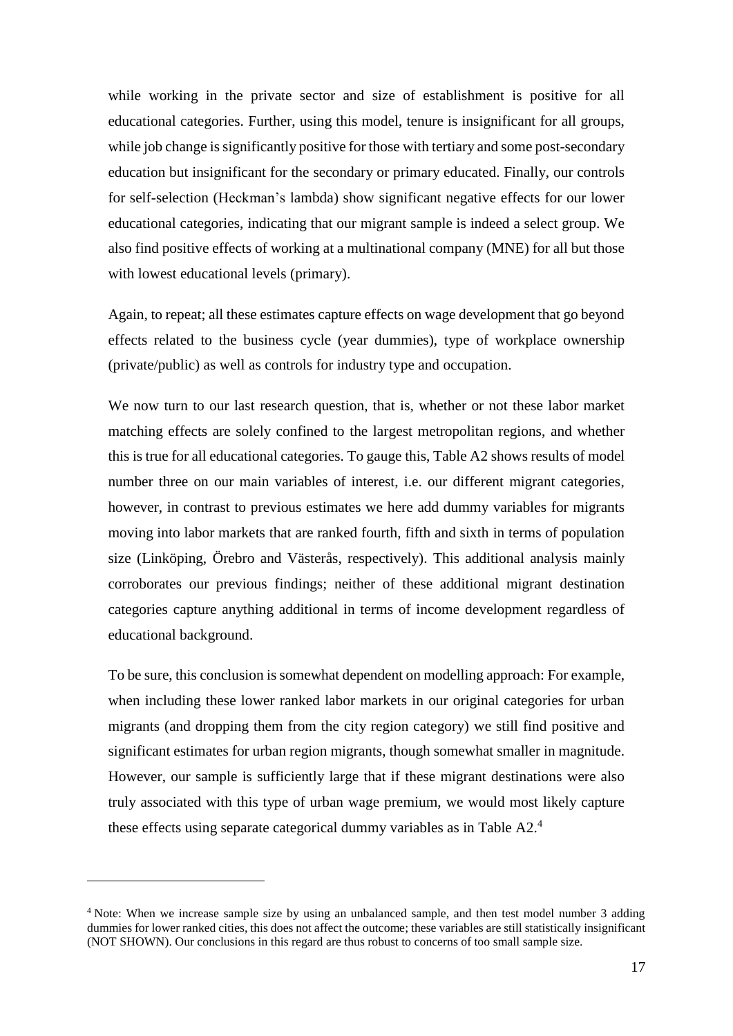while working in the private sector and size of establishment is positive for all educational categories. Further, using this model, tenure is insignificant for all groups, while job change is significantly positive for those with tertiary and some post-secondary education but insignificant for the secondary or primary educated. Finally, our controls for self-selection (Heckman's lambda) show significant negative effects for our lower educational categories, indicating that our migrant sample is indeed a select group. We also find positive effects of working at a multinational company (MNE) for all but those with lowest educational levels (primary).

Again, to repeat; all these estimates capture effects on wage development that go beyond effects related to the business cycle (year dummies), type of workplace ownership (private/public) as well as controls for industry type and occupation.

We now turn to our last research question, that is, whether or not these labor market matching effects are solely confined to the largest metropolitan regions, and whether this is true for all educational categories. To gauge this, Table A2 shows results of model number three on our main variables of interest, i.e. our different migrant categories, however, in contrast to previous estimates we here add dummy variables for migrants moving into labor markets that are ranked fourth, fifth and sixth in terms of population size (Linköping, Örebro and Västerås, respectively). This additional analysis mainly corroborates our previous findings; neither of these additional migrant destination categories capture anything additional in terms of income development regardless of educational background.

To be sure, this conclusion is somewhat dependent on modelling approach: For example, when including these lower ranked labor markets in our original categories for urban migrants (and dropping them from the city region category) we still find positive and significant estimates for urban region migrants, though somewhat smaller in magnitude. However, our sample is sufficiently large that if these migrant destinations were also truly associated with this type of urban wage premium, we would most likely capture these effects using separate categorical dummy variables as in Table A2.[4]

---

[4] Note: When we increase sample size by using an unbalanced sample, and then test model number 3 adding dummies for lower ranked cities, this does not affect the outcome; these variables are still statistically insignificant (NOT SHOWN). Our conclusions in this regard are thus robust to concerns of too small sample size.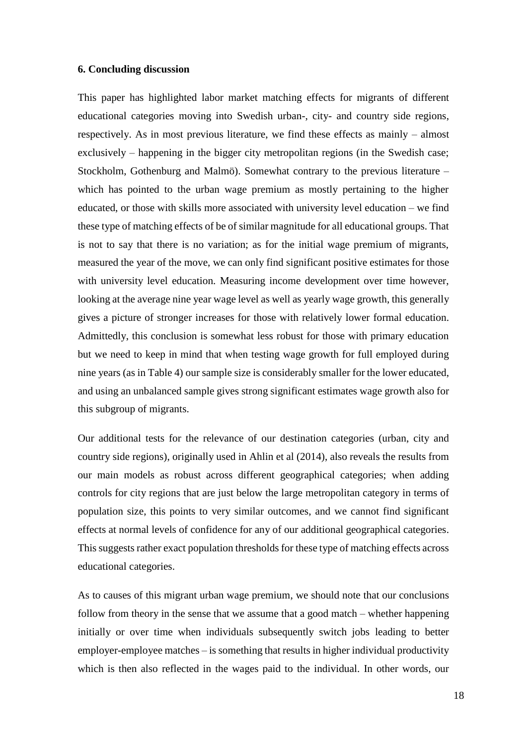**6. Concluding discussion**

This paper has highlighted labor market matching effects for migrants of different educational categories moving into Swedish urban-, city- and country side regions, respectively. As in most previous literature, we find these effects as mainly – almost exclusively – happening in the bigger city metropolitan regions (in the Swedish case; Stockholm, Gothenburg and Malmö). Somewhat contrary to the previous literature – which has pointed to the urban wage premium as mostly pertaining to the higher educated, or those with skills more associated with university level education – we find these type of matching effects of be of similar magnitude for all educational groups. That is not to say that there is no variation; as for the initial wage premium of migrants, measured the year of the move, we can only find significant positive estimates for those with university level education. Measuring income development over time however, looking at the average nine year wage level as well as yearly wage growth, this generally gives a picture of stronger increases for those with relatively lower formal education. Admittedly, this conclusion is somewhat less robust for those with primary education but we need to keep in mind that when testing wage growth for full employed during nine years (as in Table 4) our sample size is considerably smaller for the lower educated, and using an unbalanced sample gives strong significant estimates wage growth also for this subgroup of migrants.

Our additional tests for the relevance of our destination categories (urban, city and country side regions), originally used in Ahlin et al (2014), also reveals the results from our main models as robust across different geographical categories; when adding controls for city regions that are just below the large metropolitan category in terms of population size, this points to very similar outcomes, and we cannot find significant effects at normal levels of confidence for any of our additional geographical categories. This suggests rather exact population thresholds for these type of matching effects across educational categories.

As to causes of this migrant urban wage premium, we should note that our conclusions follow from theory in the sense that we assume that a good match – whether happening initially or over time when individuals subsequently switch jobs leading to better employer-employee matches – is something that results in higher individual productivity which is then also reflected in the wages paid to the individual. In other words, our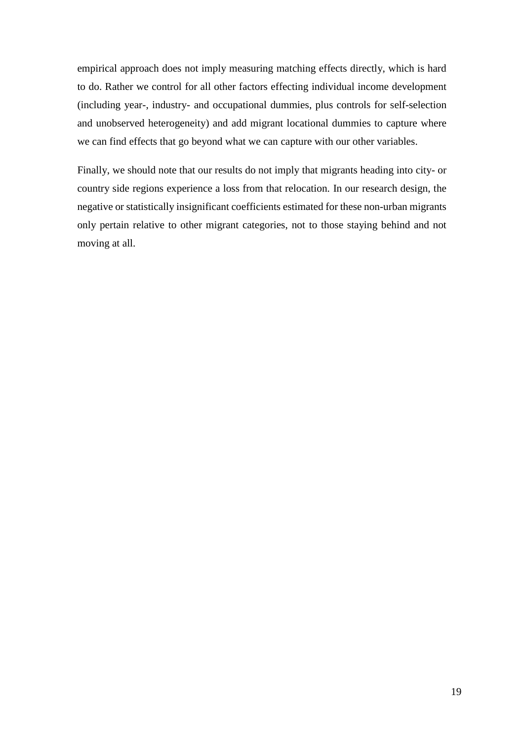empirical approach does not imply measuring matching effects directly, which is hard to do. Rather we control for all other factors effecting individual income development (including year-, industry- and occupational dummies, plus controls for self-selection and unobserved heterogeneity) and add migrant locational dummies to capture where we can find effects that go beyond what we can capture with our other variables.

Finally, we should note that our results do not imply that migrants heading into city- or country side regions experience a loss from that relocation. In our research design, the negative or statistically insignificant coefficients estimated for these non-urban migrants only pertain relative to other migrant categories, not to those staying behind and not moving at all.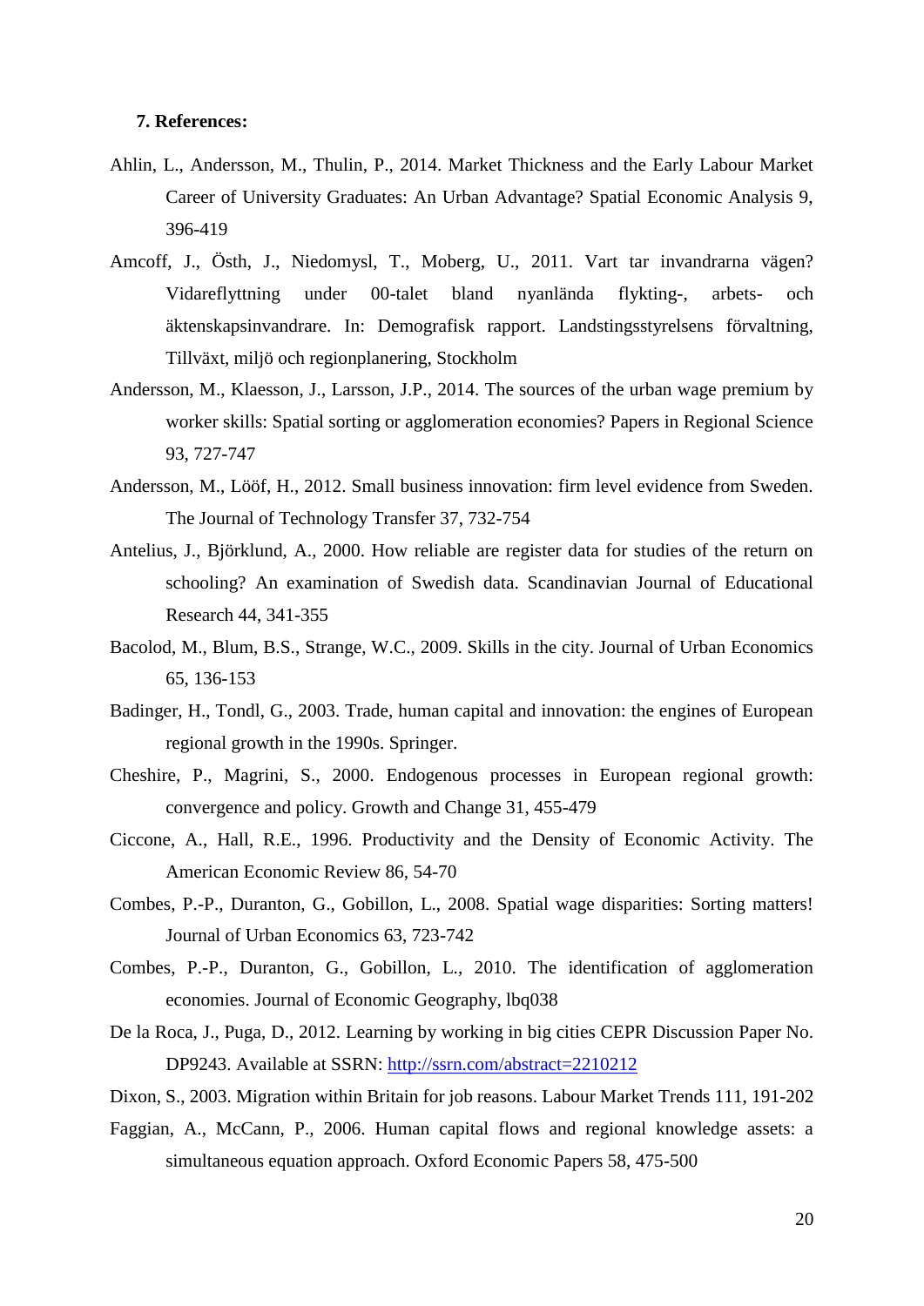### 7. References:

Ahlin, L., Andersson, M., Thulin, P., 2014. Market Thickness and the Early Labour Market Career of University Graduates: An Urban Advantage? Spatial Economic Analysis 9, 396-419

Amcoff, J., Östh, J., Niedomysl, T., Moberg, U., 2011. Vart tar invandrarna vägen? Vidareflyttning under 00-talet bland nyanlända flykting-, arbets- och äktenskapsinvandrare. In: Demografisk rapport. Landstingsstyrelsens förvaltning, Tillväxt, miljö och regionplanering, Stockholm

Andersson, M., Klaesson, J., Larsson, J.P., 2014. The sources of the urban wage premium by worker skills: Spatial sorting or agglomeration economies? Papers in Regional Science 93, 727-747

Andersson, M., Lööf, H., 2012. Small business innovation: firm level evidence from Sweden. The Journal of Technology Transfer 37, 732-754

Antelius, J., Björklund, A., 2000. How reliable are register data for studies of the return on schooling? An examination of Swedish data. Scandinavian Journal of Educational Research 44, 341-355

Bacolod, M., Blum, B.S., Strange, W.C., 2009. Skills in the city. Journal of Urban Economics 65, 136-153

Badinger, H., Tondl, G., 2003. Trade, human capital and innovation: the engines of European regional growth in the 1990s. Springer.

Cheshire, P., Magrini, S., 2000. Endogenous processes in European regional growth: convergence and policy. Growth and Change 31, 455-479

Ciccone, A., Hall, R.E., 1996. Productivity and the Density of Economic Activity. The American Economic Review 86, 54-70

Combes, P.-P., Duranton, G., Gobillon, L., 2008. Spatial wage disparities: Sorting matters! Journal of Urban Economics 63, 723-742

Combes, P.-P., Duranton, G., Gobillon, L., 2010. The identification of agglomeration economies. Journal of Economic Geography, lbq038

De la Roca, J., Puga, D., 2012. Learning by working in big cities CEPR Discussion Paper No. DP9243. Available at SSRN: http://ssrn.com/abstract=2210212

Dixon, S., 2003. Migration within Britain for job reasons. Labour Market Trends 111, 191-202

Faggian, A., McCann, P., 2006. Human capital flows and regional knowledge assets: a simultaneous equation approach. Oxford Economic Papers 58, 475-500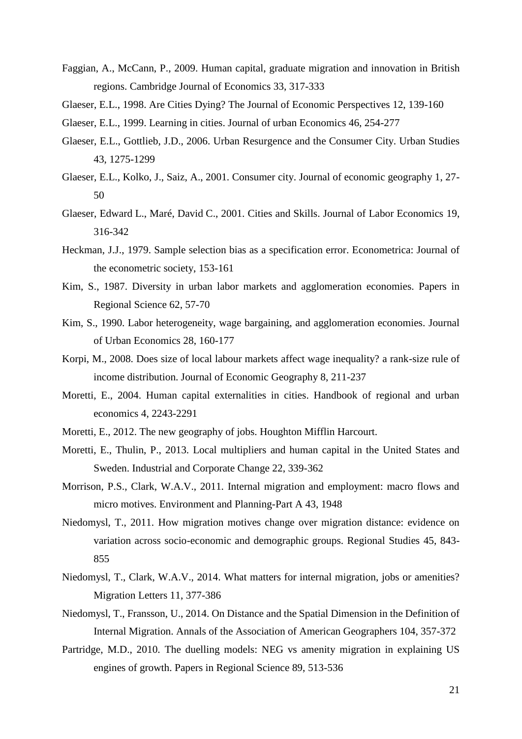Faggian, A., McCann, P., 2009. Human capital, graduate migration and innovation in British regions. Cambridge Journal of Economics 33, 317-333

Glaeser, E.L., 1998. Are Cities Dying? The Journal of Economic Perspectives 12, 139-160

Glaeser, E.L., 1999. Learning in cities. Journal of urban Economics 46, 254-277

Glaeser, E.L., Gottlieb, J.D., 2006. Urban Resurgence and the Consumer City. Urban Studies 43, 1275-1299

Glaeser, E.L., Kolko, J., Saiz, A., 2001. Consumer city. Journal of economic geography 1, 27-50

Glaeser, Edward L., Maré, David C., 2001. Cities and Skills. Journal of Labor Economics 19, 316-342

Heckman, J.J., 1979. Sample selection bias as a specification error. Econometrica: Journal of the econometric society, 153-161

Kim, S., 1987. Diversity in urban labor markets and agglomeration economies. Papers in Regional Science 62, 57-70

Kim, S., 1990. Labor heterogeneity, wage bargaining, and agglomeration economies. Journal of Urban Economics 28, 160-177

Korpi, M., 2008. Does size of local labour markets affect wage inequality? a rank-size rule of income distribution. Journal of Economic Geography 8, 211-237

Moretti, E., 2004. Human capital externalities in cities. Handbook of regional and urban economics 4, 2243-2291

Moretti, E., 2012. The new geography of jobs. Houghton Mifflin Harcourt.

Moretti, E., Thulin, P., 2013. Local multipliers and human capital in the United States and Sweden. Industrial and Corporate Change 22, 339-362

Morrison, P.S., Clark, W.A.V., 2011. Internal migration and employment: macro flows and micro motives. Environment and Planning-Part A 43, 1948

Niedomysl, T., 2011. How migration motives change over migration distance: evidence on variation across socio-economic and demographic groups. Regional Studies 45, 843-855

Niedomysl, T., Clark, W.A.V., 2014. What matters for internal migration, jobs or amenities? Migration Letters 11, 377-386

Niedomysl, T., Fransson, U., 2014. On Distance and the Spatial Dimension in the Definition of Internal Migration. Annals of the Association of American Geographers 104, 357-372

Partridge, M.D., 2010. The duelling models: NEG vs amenity migration in explaining US engines of growth. Papers in Regional Science 89, 513-536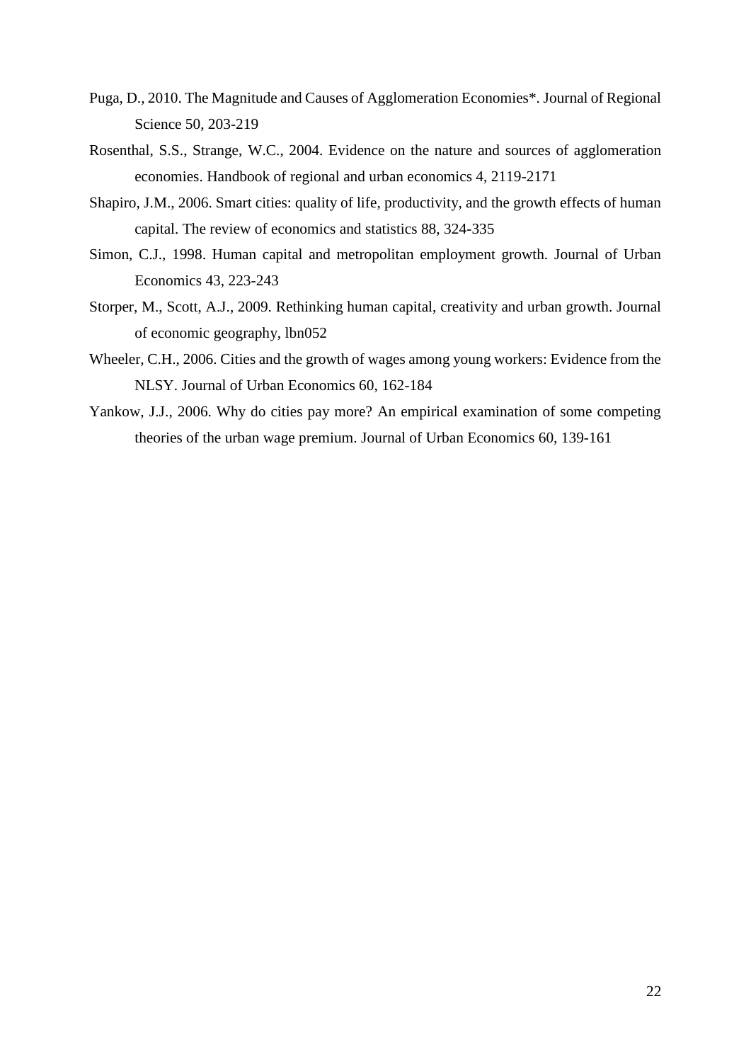Puga, D., 2010. The Magnitude and Causes of Agglomeration Economies*. Journal of Regional Science 50, 203-219

Rosenthal, S.S., Strange, W.C., 2004. Evidence on the nature and sources of agglomeration economies. Handbook of regional and urban economics 4, 2119-2171

Shapiro, J.M., 2006. Smart cities: quality of life, productivity, and the growth effects of human capital. The review of economics and statistics 88, 324-335

Simon, C.J., 1998. Human capital and metropolitan employment growth. Journal of Urban Economics 43, 223-243

Storper, M., Scott, A.J., 2009. Rethinking human capital, creativity and urban growth. Journal of economic geography, lbn052

Wheeler, C.H., 2006. Cities and the growth of wages among young workers: Evidence from the NLSY. Journal of Urban Economics 60, 162-184

Yankow, J.J., 2006. Why do cities pay more? An empirical examination of some competing theories of the urban wage premium. Journal of Urban Economics 60, 139-161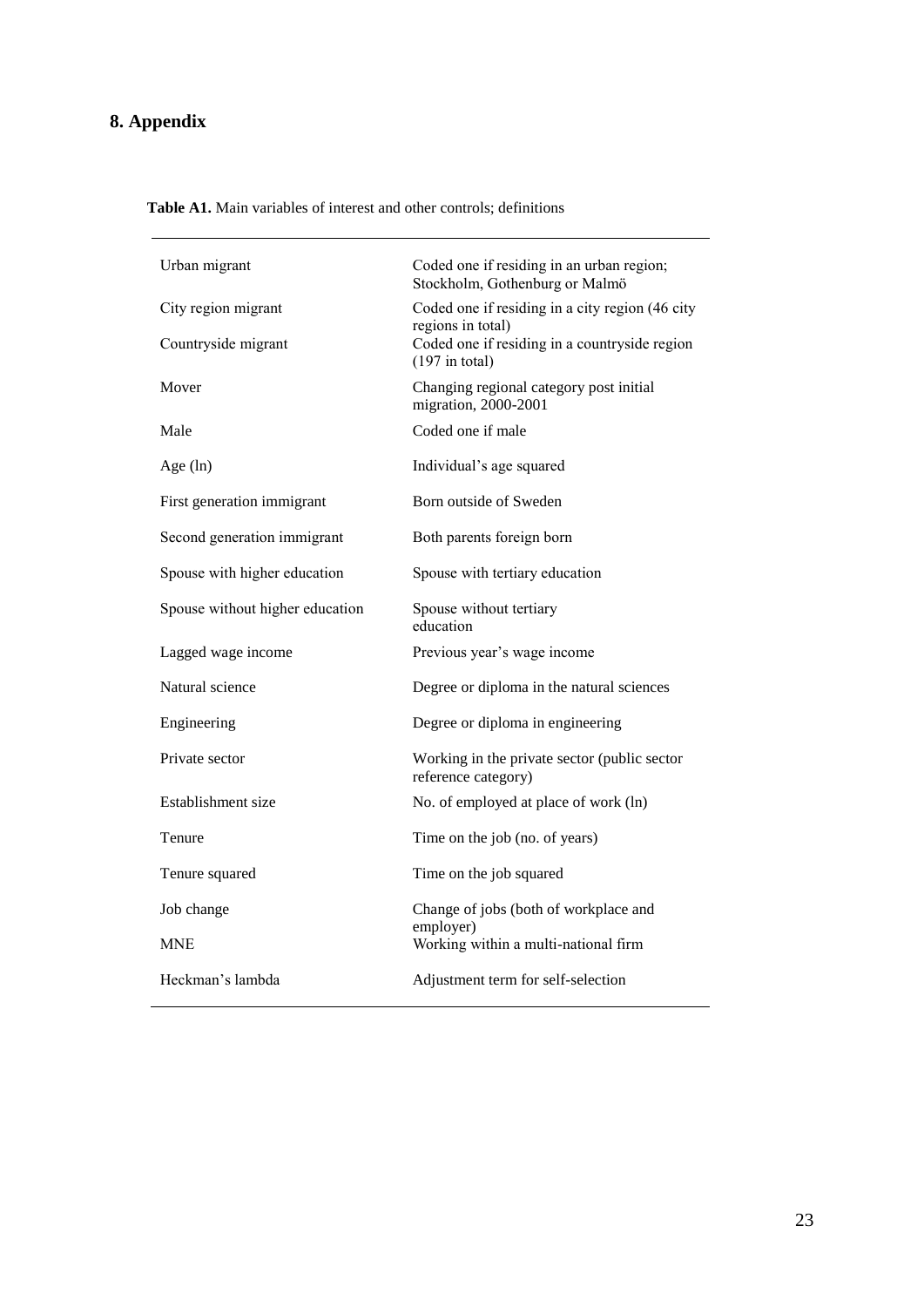## 8. Appendix

**Table A1.** Main variables of interest and other controls; definitions

| | |
|---|---|
| Urban migrant | Coded one if residing in an urban region; Stockholm, Gothenburg or Malmö |
| City region migrant | Coded one if residing in a city region (46 city regions in total) |
| Countryside migrant | Coded one if residing in a countryside region (197 in total) |
| Mover | Changing regional category post initial migration, 2000-2001 |
| Male | Coded one if male |
| Age (ln) | Individual's age squared |
| First generation immigrant | Born outside of Sweden |
| Second generation immigrant | Both parents foreign born |
| Spouse with higher education | Spouse with tertiary education |
| Spouse without higher education | Spouse without tertiary education |
| Lagged wage income | Previous year's wage income |
| Natural science | Degree or diploma in the natural sciences |
| Engineering | Degree or diploma in engineering |
| Private sector | Working in the private sector (public sector reference category) |
| Establishment size | No. of employed at place of work (ln) |
| Tenure | Time on the job (no. of years) |
| Tenure squared | Time on the job squared |
| Job change | Change of jobs (both of workplace and employer) |
| MNE | Working within a multi-national firm |
| Heckman's lambda | Adjustment term for self-selection |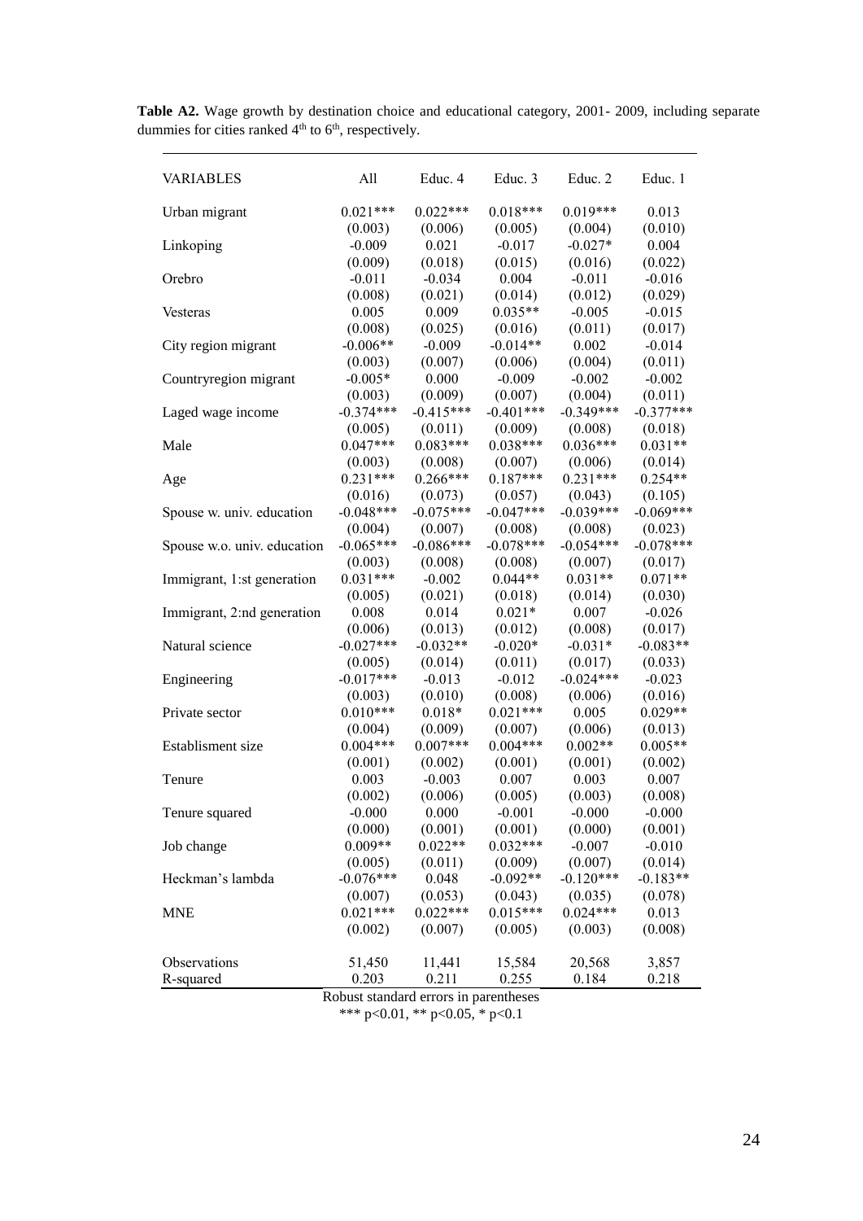**Table A2.** Wage growth by destination choice and educational category, 2001- 2009, including separate dummies for cities ranked 4[th] to 6[th], respectively.

| VARIABLES | All | Educ. 4 | Educ. 3 | Educ. 2 | Educ. 1 |
|---|---|---|---|---|---|
| Urban migrant | 0.021*** | 0.022*** | 0.018*** | 0.019*** | 0.013 |
| | (0.003) | (0.006) | (0.005) | (0.004) | (0.010) |
| Linkoping | -0.009 | 0.021 | -0.017 | -0.027* | 0.004 |
| | (0.009) | (0.018) | (0.015) | (0.016) | (0.022) |
| Orebro | -0.011 | -0.034 | 0.004 | -0.011 | -0.016 |
| | (0.008) | (0.021) | (0.014) | (0.012) | (0.029) |
| Vesteras | 0.005 | 0.009 | 0.035** | -0.005 | -0.015 |
| | (0.008) | (0.025) | (0.016) | (0.011) | (0.017) |
| City region migrant | -0.006** | -0.009 | -0.014** | 0.002 | -0.014 |
| | (0.003) | (0.007) | (0.006) | (0.004) | (0.011) |
| Countryregion migrant | -0.005* | 0.000 | -0.009 | -0.002 | -0.002 |
| | (0.003) | (0.009) | (0.007) | (0.004) | (0.011) |
| Laged wage income | -0.374*** | -0.415*** | -0.401*** | -0.349*** | -0.377*** |
| | (0.005) | (0.011) | (0.009) | (0.008) | (0.018) |
| Male | 0.047*** | 0.083*** | 0.038*** | 0.036*** | 0.031** |
| | (0.003) | (0.008) | (0.007) | (0.006) | (0.014) |
| Age | 0.231*** | 0.266*** | 0.187*** | 0.231*** | 0.254** |
| | (0.016) | (0.073) | (0.057) | (0.043) | (0.105) |
| Spouse w. univ. education | -0.048*** | -0.075*** | -0.047*** | -0.039*** | -0.069*** |
| | (0.004) | (0.007) | (0.008) | (0.008) | (0.023) |
| Spouse w.o. univ. education | -0.065*** | -0.086*** | -0.078*** | -0.054*** | -0.078*** |
| | (0.003) | (0.008) | (0.008) | (0.007) | (0.017) |
| Immigrant, 1:st generation | 0.031*** | -0.002 | 0.044** | 0.031** | 0.071** |
| | (0.005) | (0.021) | (0.018) | (0.014) | (0.030) |
| Immigrant, 2:nd generation | 0.008 | 0.014 | 0.021* | 0.007 | -0.026 |
| | (0.006) | (0.013) | (0.012) | (0.008) | (0.017) |
| Natural science | -0.027*** | -0.032** | -0.020* | -0.031* | -0.083** |
| | (0.005) | (0.014) | (0.011) | (0.017) | (0.033) |
| Engineering | -0.017*** | -0.013 | -0.012 | -0.024*** | -0.023 |
| | (0.003) | (0.010) | (0.008) | (0.006) | (0.016) |
| Private sector | 0.010*** | 0.018* | 0.021*** | 0.005 | 0.029** |
| | (0.004) | (0.009) | (0.007) | (0.006) | (0.013) |
| Establisment size | 0.004*** | 0.007*** | 0.004*** | 0.002** | 0.005** |
| | (0.001) | (0.002) | (0.001) | (0.001) | (0.002) |
| Tenure | 0.003 | -0.003 | 0.007 | 0.003 | 0.007 |
| | (0.002) | (0.006) | (0.005) | (0.003) | (0.008) |
| Tenure squared | -0.000 | 0.000 | -0.001 | -0.000 | -0.000 |
| | (0.000) | (0.001) | (0.001) | (0.000) | (0.001) |
| Job change | 0.009** | 0.022** | 0.032*** | -0.007 | -0.010 |
| | (0.005) | (0.011) | (0.009) | (0.007) | (0.014) |
| Heckman's lambda | -0.076*** | 0.048 | -0.092** | -0.120*** | -0.183** |
| | (0.007) | (0.053) | (0.043) | (0.035) | (0.078) |
| MNE | 0.021*** | 0.022*** | 0.015*** | 0.024*** | 0.013 |
| | (0.002) | (0.007) | (0.005) | (0.003) | (0.008) |
| Observations | 51,450 | 11,441 | 15,584 | 20,568 | 3,857 |
| R-squared | 0.203 | 0.211 | 0.255 | 0.184 | 0.218 |

Robust standard errors in parentheses
*** p<0.01, ** p<0.05, * p<0.1